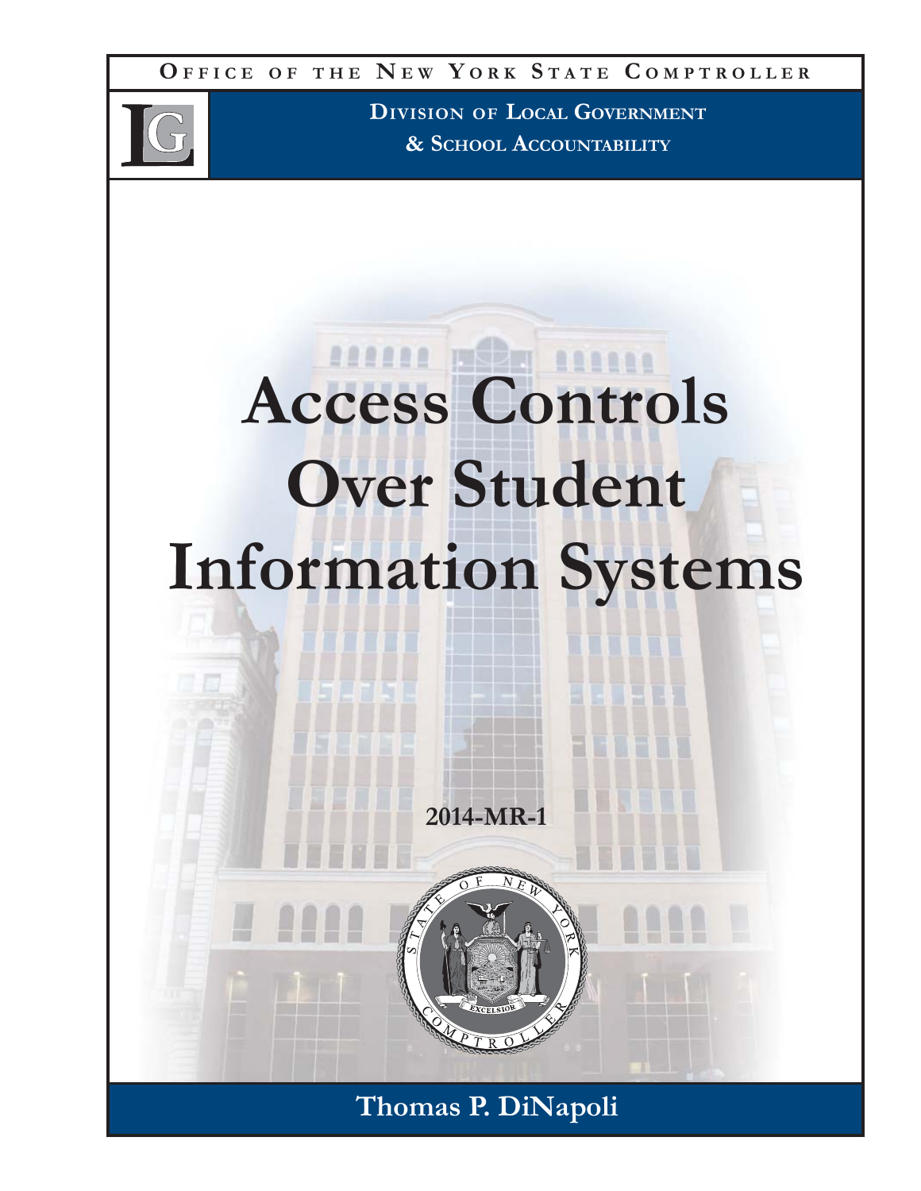**Office of the New York State Comptroller**

**Division of Local Government & School Accountability**

# Access Controls Over Student Information Systems

**2014-MR-1**

**Thomas P. DiNapoli**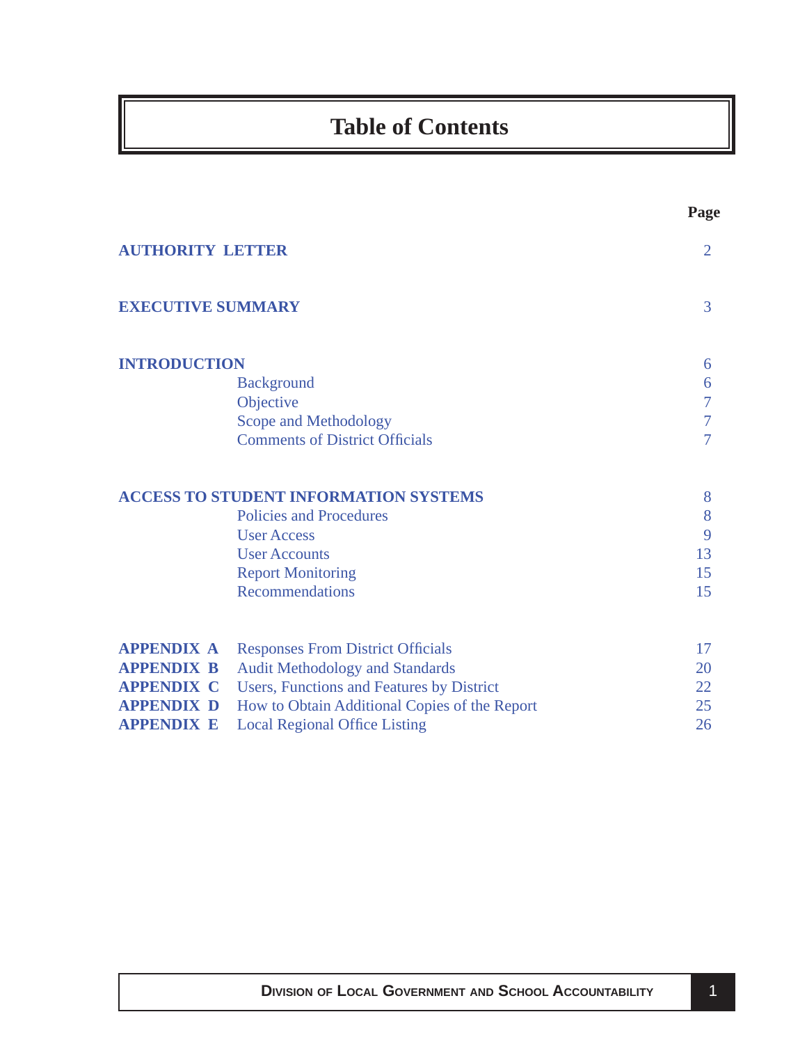# Table of Contents

| | | Page |
|---|---|---|
| **AUTHORITY LETTER** | | 2 |
| **EXECUTIVE SUMMARY** | | 3 |
| **INTRODUCTION** | | 6 |
| | Background | 6 |
| | Objective | 7 |
| | Scope and Methodology | 7 |
| | Comments of District Officials | 7 |
| **ACCESS TO STUDENT INFORMATION SYSTEMS** | | 8 |
| | Policies and Procedures | 8 |
| | User Access | 9 |
| | User Accounts | 13 |
| | Report Monitoring | 15 |
| | Recommendations | 15 |
| **APPENDIX A** | Responses From District Officials | 17 |
| **APPENDIX B** | Audit Methodology and Standards | 20 |
| **APPENDIX C** | Users, Functions and Features by District | 22 |
| **APPENDIX D** | How to Obtain Additional Copies of the Report | 25 |
| **APPENDIX E** | Local Regional Office Listing | 26 |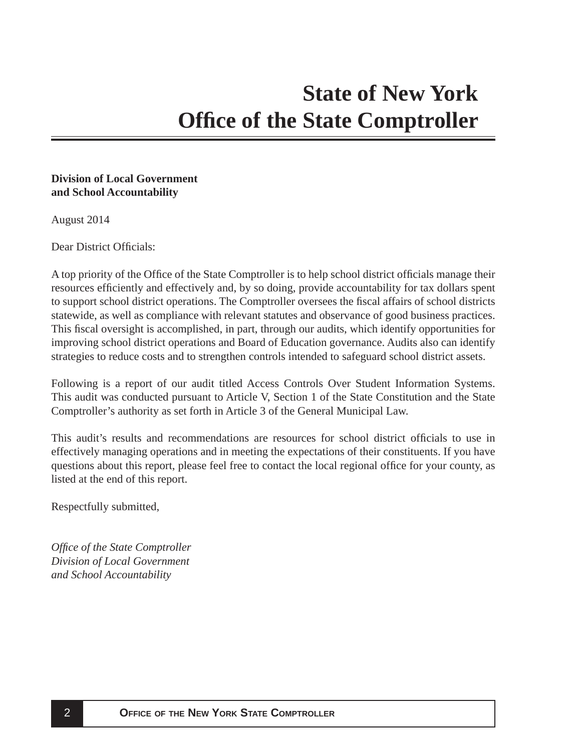# State of New York
# Office of the State Comptroller

**Division of Local Government and School Accountability**

August 2014

Dear District Officials:

A top priority of the Office of the State Comptroller is to help school district officials manage their resources efficiently and effectively and, by so doing, provide accountability for tax dollars spent to support school district operations. The Comptroller oversees the fiscal affairs of school districts statewide, as well as compliance with relevant statutes and observance of good business practices. This fiscal oversight is accomplished, in part, through our audits, which identify opportunities for improving school district operations and Board of Education governance. Audits also can identify strategies to reduce costs and to strengthen controls intended to safeguard school district assets.

Following is a report of our audit titled Access Controls Over Student Information Systems. This audit was conducted pursuant to Article V, Section 1 of the State Constitution and the State Comptroller's authority as set forth in Article 3 of the General Municipal Law.

This audit's results and recommendations are resources for school district officials to use in effectively managing operations and in meeting the expectations of their constituents. If you have questions about this report, please feel free to contact the local regional office for your county, as listed at the end of this report.

Respectfully submitted,

*Office of the State Comptroller*
*Division of Local Government*
*and School Accountability*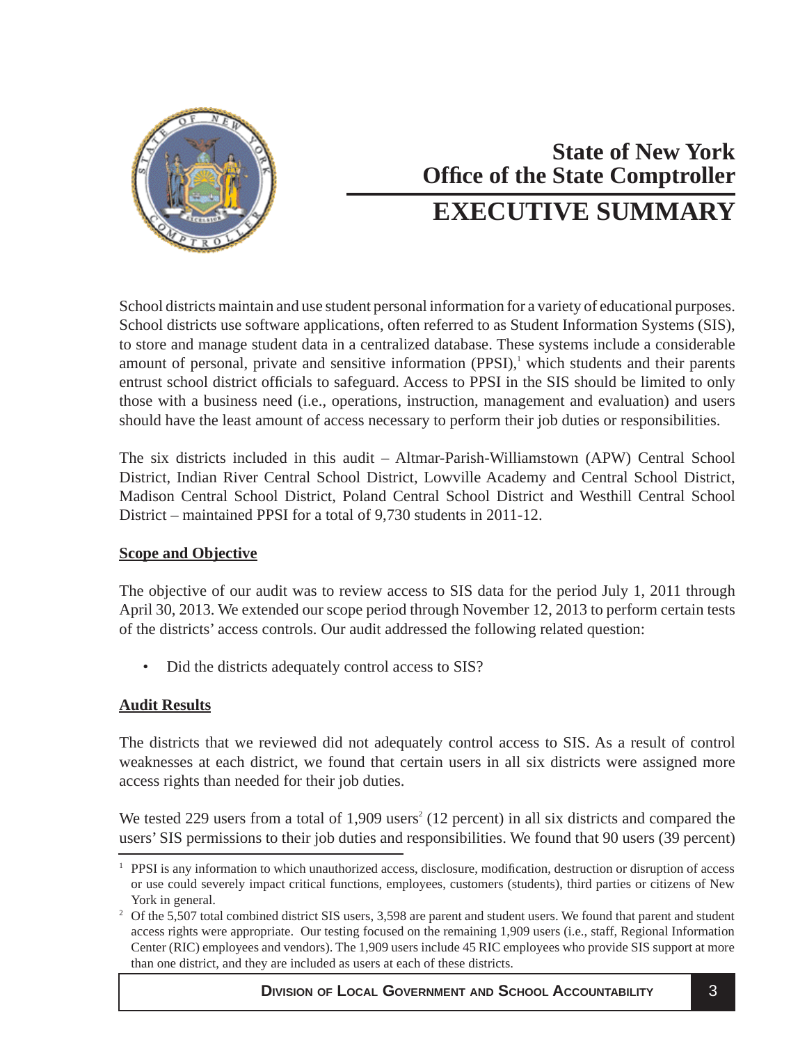# State of New York
# Office of the State Comptroller

## EXECUTIVE SUMMARY

School districts maintain and use student personal information for a variety of educational purposes. School districts use software applications, often referred to as Student Information Systems (SIS), to store and manage student data in a centralized database. These systems include a considerable amount of personal, private and sensitive information (PPSI),[1] which students and their parents entrust school district officials to safeguard. Access to PPSI in the SIS should be limited to only those with a business need (i.e., operations, instruction, management and evaluation) and users should have the least amount of access necessary to perform their job duties or responsibilities.

The six districts included in this audit – Altmar-Parish-Williamstown (APW) Central School District, Indian River Central School District, Lowville Academy and Central School District, Madison Central School District, Poland Central School District and Westhill Central School District – maintained PPSI for a total of 9,730 students in 2011-12.

### Scope and Objective

The objective of our audit was to review access to SIS data for the period July 1, 2011 through April 30, 2013. We extended our scope period through November 12, 2013 to perform certain tests of the districts' access controls. Our audit addressed the following related question:

- Did the districts adequately control access to SIS?

### Audit Results

The districts that we reviewed did not adequately control access to SIS. As a result of control weaknesses at each district, we found that certain users in all six districts were assigned more access rights than needed for their job duties.

We tested 229 users from a total of 1,909 users[2] (12 percent) in all six districts and compared the users' SIS permissions to their job duties and responsibilities. We found that 90 users (39 percent)

---

[1] PPSI is any information to which unauthorized access, disclosure, modification, destruction or disruption of access or use could severely impact critical functions, employees, customers (students), third parties or citizens of New York in general.

[2] Of the 5,507 total combined district SIS users, 3,598 are parent and student users. We found that parent and student access rights were appropriate. Our testing focused on the remaining 1,909 users (i.e., staff, Regional Information Center (RIC) employees and vendors). The 1,909 users include 45 RIC employees who provide SIS support at more than one district, and they are included as users at each of these districts.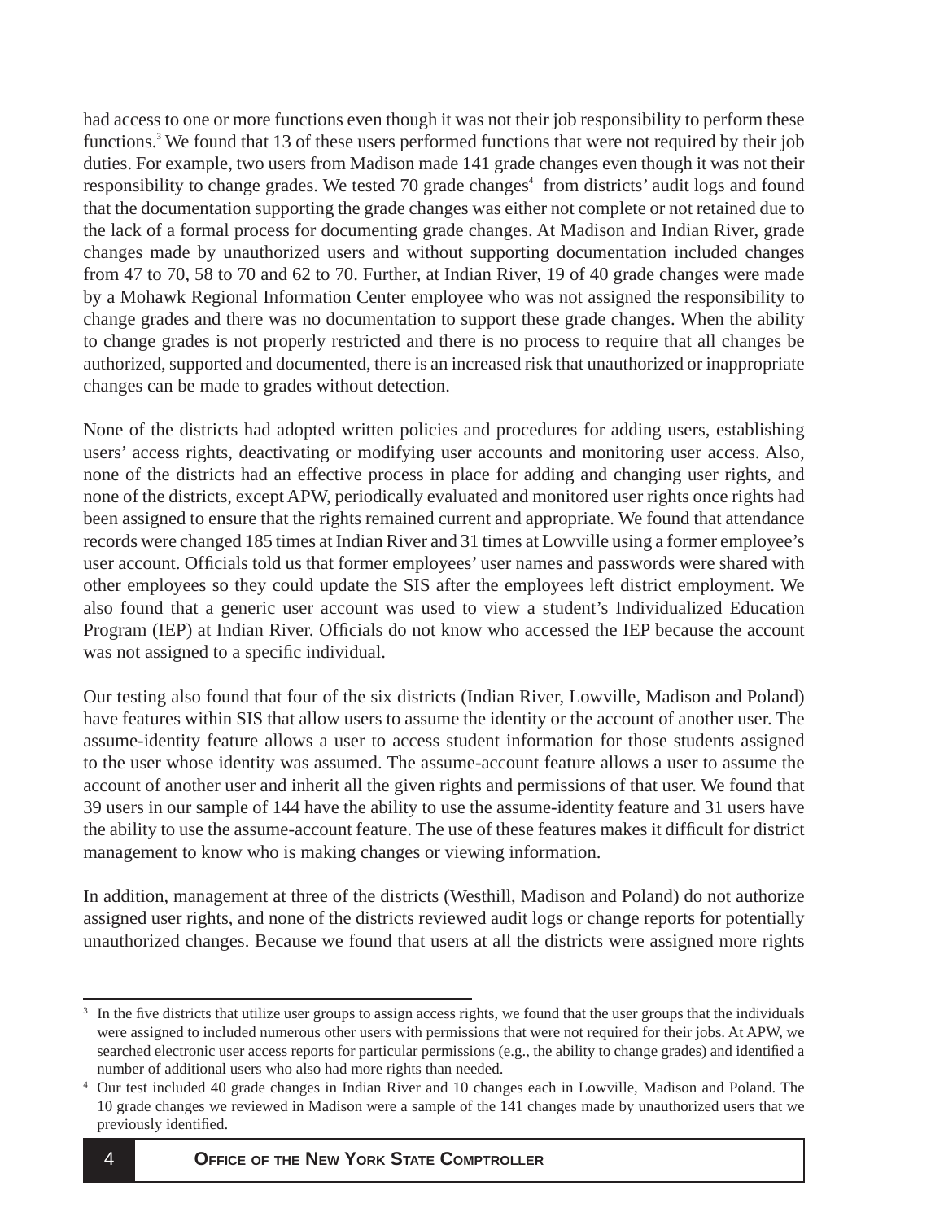had access to one or more functions even though it was not their job responsibility to perform these functions.[3] We found that 13 of these users performed functions that were not required by their job duties. For example, two users from Madison made 141 grade changes even though it was not their responsibility to change grades. We tested 70 grade changes[4] from districts' audit logs and found that the documentation supporting the grade changes was either not complete or not retained due to the lack of a formal process for documenting grade changes. At Madison and Indian River, grade changes made by unauthorized users and without supporting documentation included changes from 47 to 70, 58 to 70 and 62 to 70. Further, at Indian River, 19 of 40 grade changes were made by a Mohawk Regional Information Center employee who was not assigned the responsibility to change grades and there was no documentation to support these grade changes. When the ability to change grades is not properly restricted and there is no process to require that all changes be authorized, supported and documented, there is an increased risk that unauthorized or inappropriate changes can be made to grades without detection.

None of the districts had adopted written policies and procedures for adding users, establishing users' access rights, deactivating or modifying user accounts and monitoring user access. Also, none of the districts had an effective process in place for adding and changing user rights, and none of the districts, except APW, periodically evaluated and monitored user rights once rights had been assigned to ensure that the rights remained current and appropriate. We found that attendance records were changed 185 times at Indian River and 31 times at Lowville using a former employee's user account. Officials told us that former employees' user names and passwords were shared with other employees so they could update the SIS after the employees left district employment. We also found that a generic user account was used to view a student's Individualized Education Program (IEP) at Indian River. Officials do not know who accessed the IEP because the account was not assigned to a specific individual.

Our testing also found that four of the six districts (Indian River, Lowville, Madison and Poland) have features within SIS that allow users to assume the identity or the account of another user. The assume-identity feature allows a user to access student information for those students assigned to the user whose identity was assumed. The assume-account feature allows a user to assume the account of another user and inherit all the given rights and permissions of that user. We found that 39 users in our sample of 144 have the ability to use the assume-identity feature and 31 users have the ability to use the assume-account feature. The use of these features makes it difficult for district management to know who is making changes or viewing information.

In addition, management at three of the districts (Westhill, Madison and Poland) do not authorize assigned user rights, and none of the districts reviewed audit logs or change reports for potentially unauthorized changes. Because we found that users at all the districts were assigned more rights

---

[3] In the five districts that utilize user groups to assign access rights, we found that the user groups that the individuals were assigned to included numerous other users with permissions that were not required for their jobs. At APW, we searched electronic user access reports for particular permissions (e.g., the ability to change grades) and identified a number of additional users who also had more rights than needed.

[4] Our test included 40 grade changes in Indian River and 10 changes each in Lowville, Madison and Poland. The 10 grade changes we reviewed in Madison were a sample of the 141 changes made by unauthorized users that we previously identified.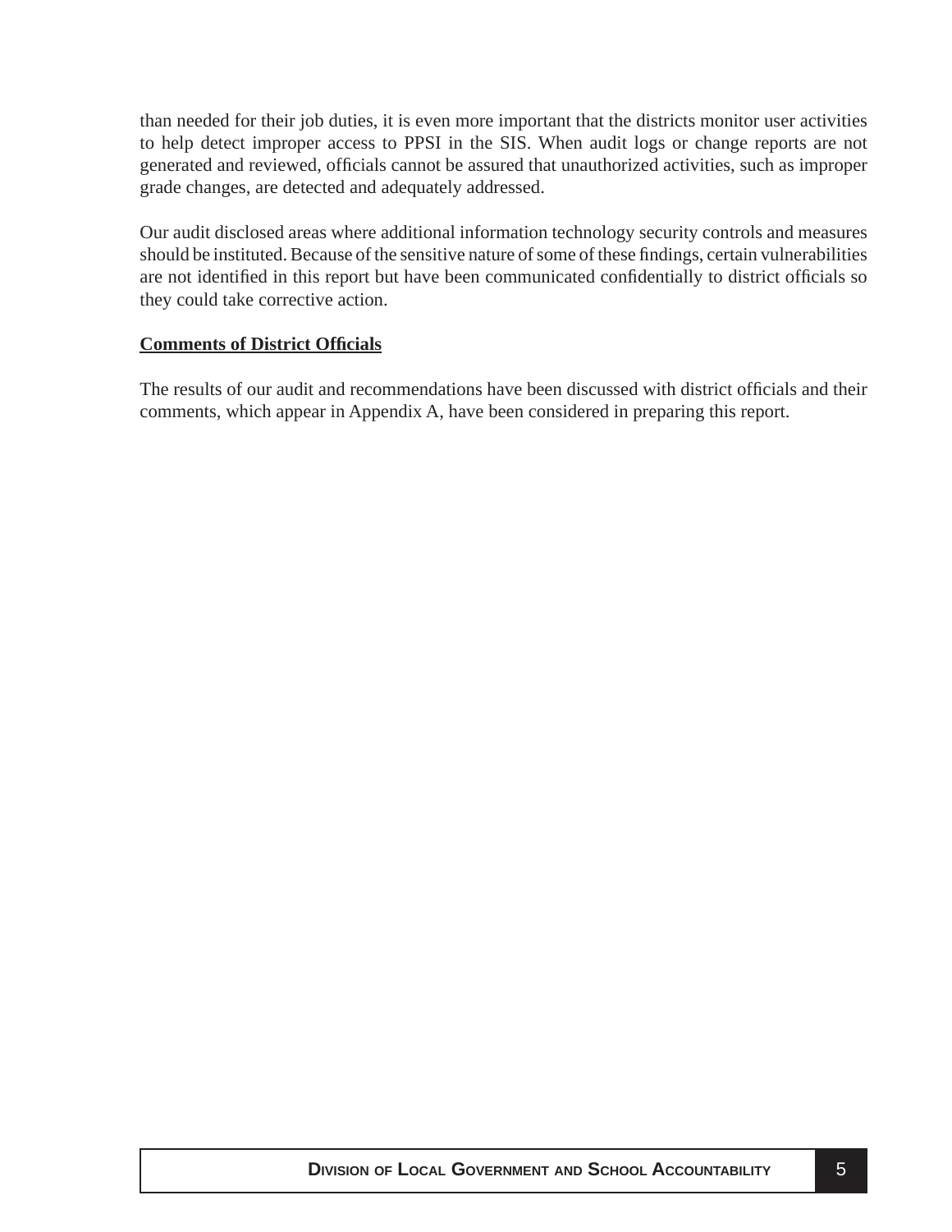than needed for their job duties, it is even more important that the districts monitor user activities to help detect improper access to PPSI in the SIS. When audit logs or change reports are not generated and reviewed, officials cannot be assured that unauthorized activities, such as improper grade changes, are detected and adequately addressed.

Our audit disclosed areas where additional information technology security controls and measures should be instituted. Because of the sensitive nature of some of these findings, certain vulnerabilities are not identified in this report but have been communicated confidentially to district officials so they could take corrective action.

## Comments of District Officials

The results of our audit and recommendations have been discussed with district officials and their comments, which appear in Appendix A, have been considered in preparing this report.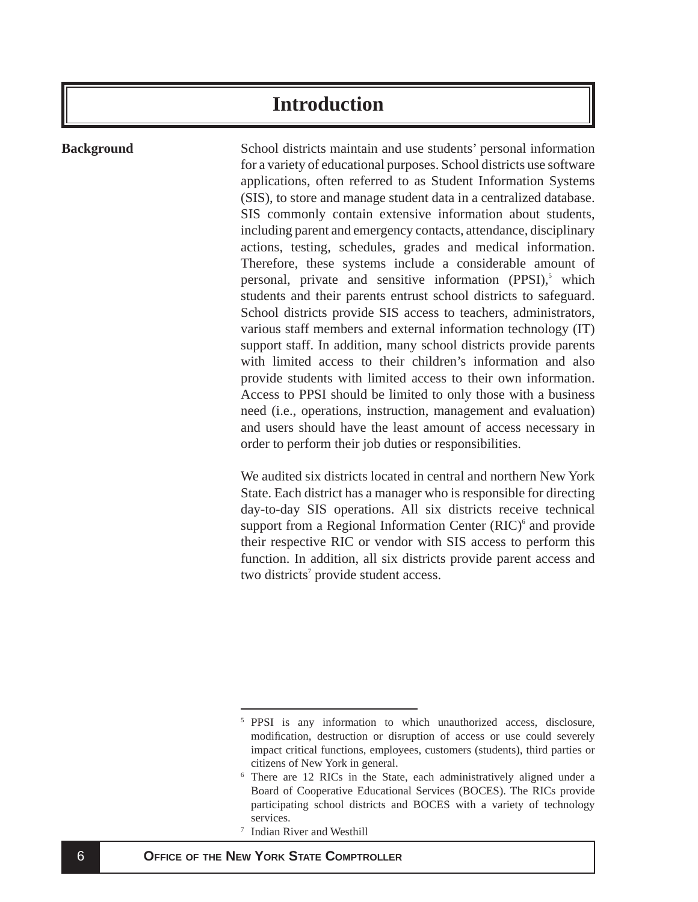# Introduction

**Background**

School districts maintain and use students' personal information for a variety of educational purposes. School districts use software applications, often referred to as Student Information Systems (SIS), to store and manage student data in a centralized database. SIS commonly contain extensive information about students, including parent and emergency contacts, attendance, disciplinary actions, testing, schedules, grades and medical information. Therefore, these systems include a considerable amount of personal, private and sensitive information (PPSI),[5] which students and their parents entrust school districts to safeguard. School districts provide SIS access to teachers, administrators, various staff members and external information technology (IT) support staff. In addition, many school districts provide parents with limited access to their children's information and also provide students with limited access to their own information. Access to PPSI should be limited to only those with a business need (i.e., operations, instruction, management and evaluation) and users should have the least amount of access necessary in order to perform their job duties or responsibilities.

We audited six districts located in central and northern New York State. Each district has a manager who is responsible for directing day-to-day SIS operations. All six districts receive technical support from a Regional Information Center (RIC)[6] and provide their respective RIC or vendor with SIS access to perform this function. In addition, all six districts provide parent access and two districts[7] provide student access.

---

[5] PPSI is any information to which unauthorized access, disclosure, modification, destruction or disruption of access or use could severely impact critical functions, employees, customers (students), third parties or citizens of New York in general.

[6] There are 12 RICs in the State, each administratively aligned under a Board of Cooperative Educational Services (BOCES). The RICs provide participating school districts and BOCES with a variety of technology services.

[7] Indian River and Westhill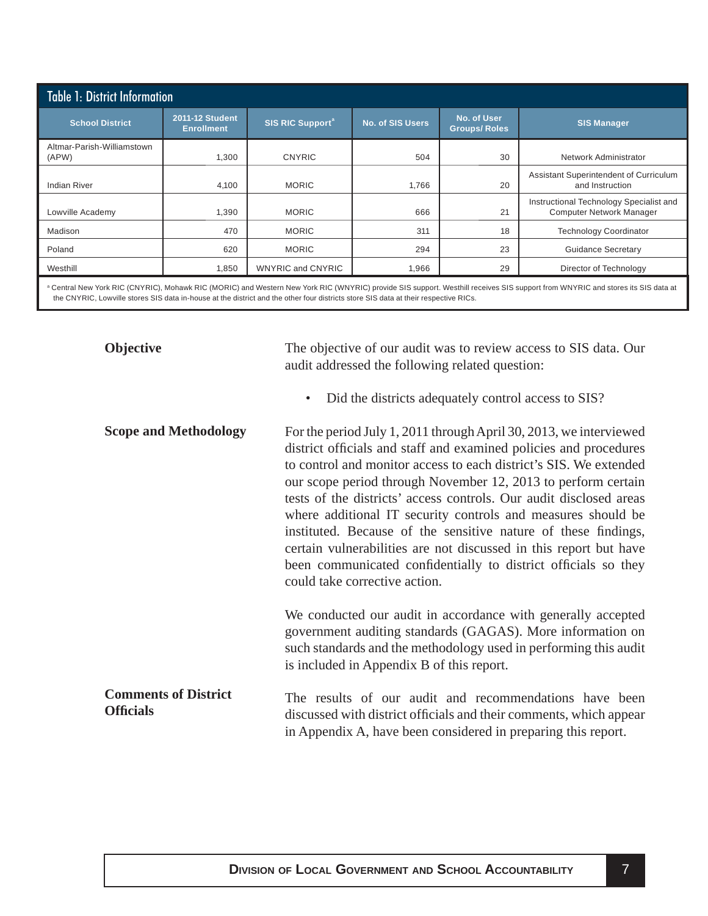### Table 1: District Information

| School District | 2011-12 Student Enrollment | SIS RIC Support[a] | No. of SIS Users | No. of User Groups/ Roles | SIS Manager |
|---|---|---|---|---|---|
| Altmar-Parish-Williamstown (APW) | 1,300 | CNYRIC | 504 | 30 | Network Administrator |
| Indian River | 4,100 | MORIC | 1,766 | 20 | Assistant Superintendent of Curriculum and Instruction |
| Lowville Academy | 1,390 | MORIC | 666 | 21 | Instructional Technology Specialist and Computer Network Manager |
| Madison | 470 | MORIC | 311 | 18 | Technology Coordinator |
| Poland | 620 | MORIC | 294 | 23 | Guidance Secretary |
| Westhill | 1,850 | WNYRIC and CNYRIC | 1,966 | 29 | Director of Technology |

[a] Central New York RIC (CNYRIC), Mohawk RIC (MORIC) and Western New York RIC (WNYRIC) provide SIS support. Westhill receives SIS support from WNYRIC and stores its SIS data at the CNYRIC, Lowville stores SIS data in-house at the district and the other four districts store SIS data at their respective RICs.

**Objective**

The objective of our audit was to review access to SIS data. Our audit addressed the following related question:

- Did the districts adequately control access to SIS?

**Scope and Methodology**

For the period July 1, 2011 through April 30, 2013, we interviewed district officials and staff and examined policies and procedures to control and monitor access to each district's SIS. We extended our scope period through November 12, 2013 to perform certain tests of the districts' access controls. Our audit disclosed areas where additional IT security controls and measures should be instituted. Because of the sensitive nature of these findings, certain vulnerabilities are not discussed in this report but have been communicated confidentially to district officials so they could take corrective action.

We conducted our audit in accordance with generally accepted government auditing standards (GAGAS). More information on such standards and the methodology used in performing this audit is included in Appendix B of this report.

**Comments of District Officials**

The results of our audit and recommendations have been discussed with district officials and their comments, which appear in Appendix A, have been considered in preparing this report.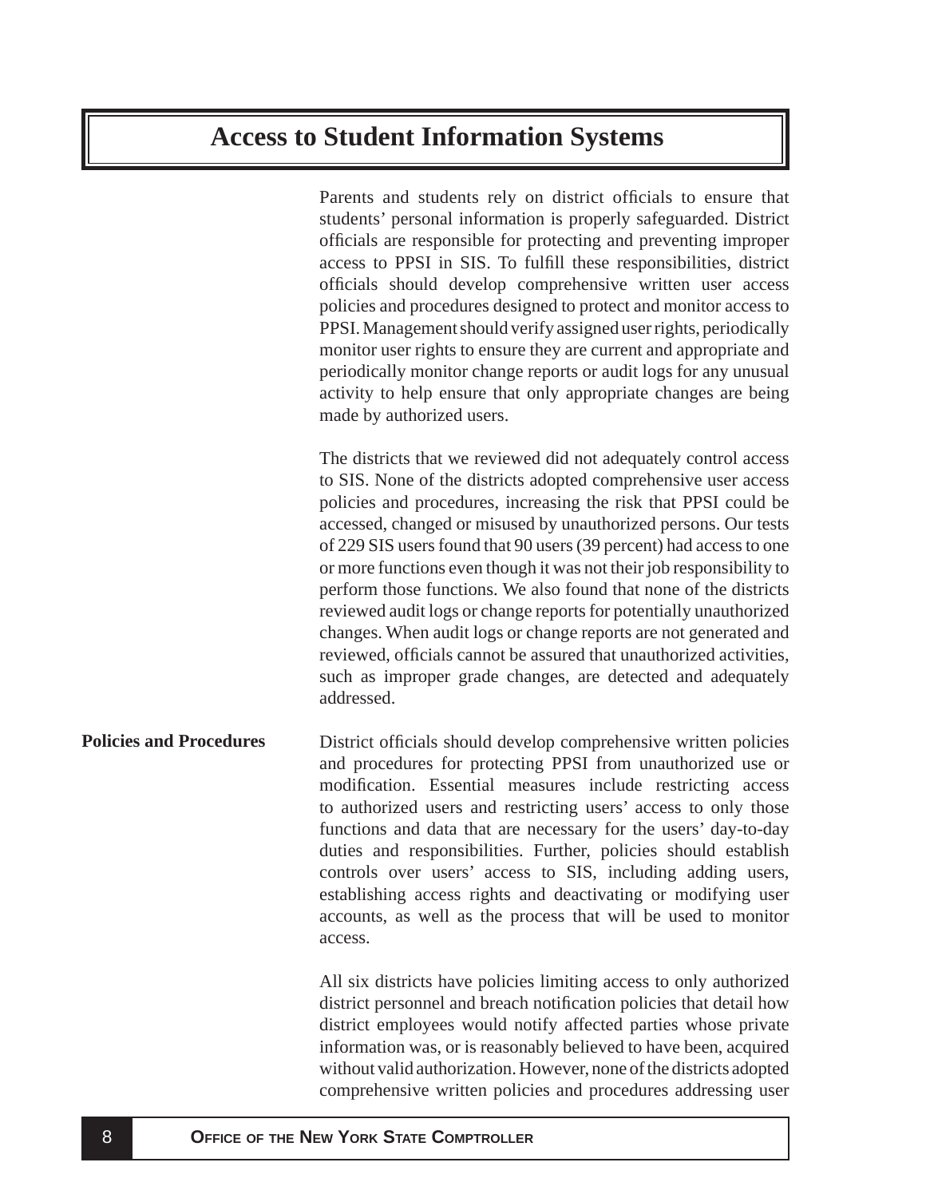# Access to Student Information Systems

Parents and students rely on district officials to ensure that students' personal information is properly safeguarded. District officials are responsible for protecting and preventing improper access to PPSI in SIS. To fulfill these responsibilities, district officials should develop comprehensive written user access policies and procedures designed to protect and monitor access to PPSI. Management should verify assigned user rights, periodically monitor user rights to ensure they are current and appropriate and periodically monitor change reports or audit logs for any unusual activity to help ensure that only appropriate changes are being made by authorized users.

The districts that we reviewed did not adequately control access to SIS. None of the districts adopted comprehensive user access policies and procedures, increasing the risk that PPSI could be accessed, changed or misused by unauthorized persons. Our tests of 229 SIS users found that 90 users (39 percent) had access to one or more functions even though it was not their job responsibility to perform those functions. We also found that none of the districts reviewed audit logs or change reports for potentially unauthorized changes. When audit logs or change reports are not generated and reviewed, officials cannot be assured that unauthorized activities, such as improper grade changes, are detected and adequately addressed.

## Policies and Procedures

District officials should develop comprehensive written policies and procedures for protecting PPSI from unauthorized use or modification. Essential measures include restricting access to authorized users and restricting users' access to only those functions and data that are necessary for the users' day-to-day duties and responsibilities. Further, policies should establish controls over users' access to SIS, including adding users, establishing access rights and deactivating or modifying user accounts, as well as the process that will be used to monitor access.

All six districts have policies limiting access to only authorized district personnel and breach notification policies that detail how district employees would notify affected parties whose private information was, or is reasonably believed to have been, acquired without valid authorization. However, none of the districts adopted comprehensive written policies and procedures addressing user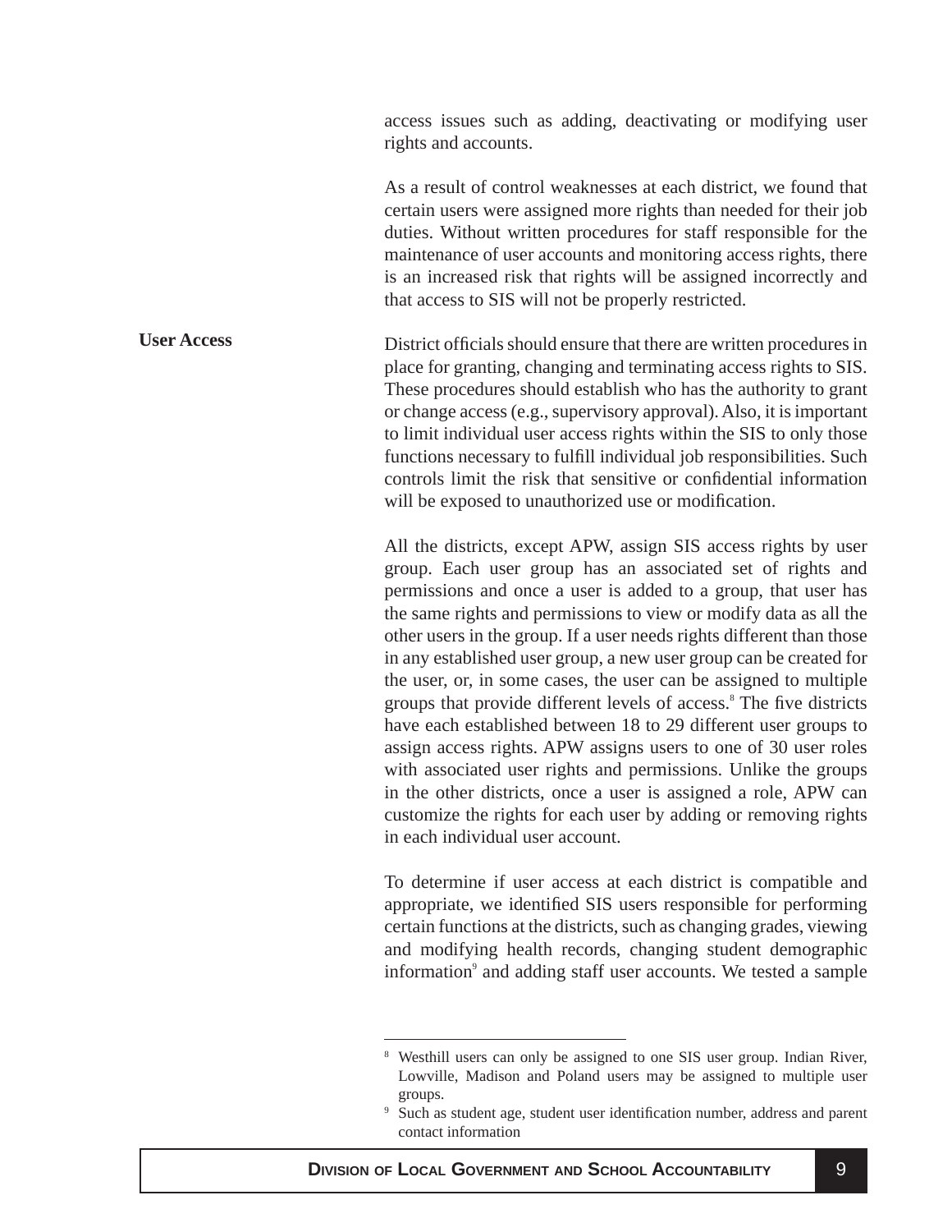access issues such as adding, deactivating or modifying user rights and accounts.

As a result of control weaknesses at each district, we found that certain users were assigned more rights than needed for their job duties. Without written procedures for staff responsible for the maintenance of user accounts and monitoring access rights, there is an increased risk that rights will be assigned incorrectly and that access to SIS will not be properly restricted.

### User Access

District officials should ensure that there are written procedures in place for granting, changing and terminating access rights to SIS. These procedures should establish who has the authority to grant or change access (e.g., supervisory approval). Also, it is important to limit individual user access rights within the SIS to only those functions necessary to fulfill individual job responsibilities. Such controls limit the risk that sensitive or confidential information will be exposed to unauthorized use or modification.

All the districts, except APW, assign SIS access rights by user group. Each user group has an associated set of rights and permissions and once a user is added to a group, that user has the same rights and permissions to view or modify data as all the other users in the group. If a user needs rights different than those in any established user group, a new user group can be created for the user, or, in some cases, the user can be assigned to multiple groups that provide different levels of access.[8] The five districts have each established between 18 to 29 different user groups to assign access rights. APW assigns users to one of 30 user roles with associated user rights and permissions. Unlike the groups in the other districts, once a user is assigned a role, APW can customize the rights for each user by adding or removing rights in each individual user account.

To determine if user access at each district is compatible and appropriate, we identified SIS users responsible for performing certain functions at the districts, such as changing grades, viewing and modifying health records, changing student demographic information[9] and adding staff user accounts. We tested a sample

---

[8] Westhill users can only be assigned to one SIS user group. Indian River, Lowville, Madison and Poland users may be assigned to multiple user groups.

[9] Such as student age, student user identification number, address and parent contact information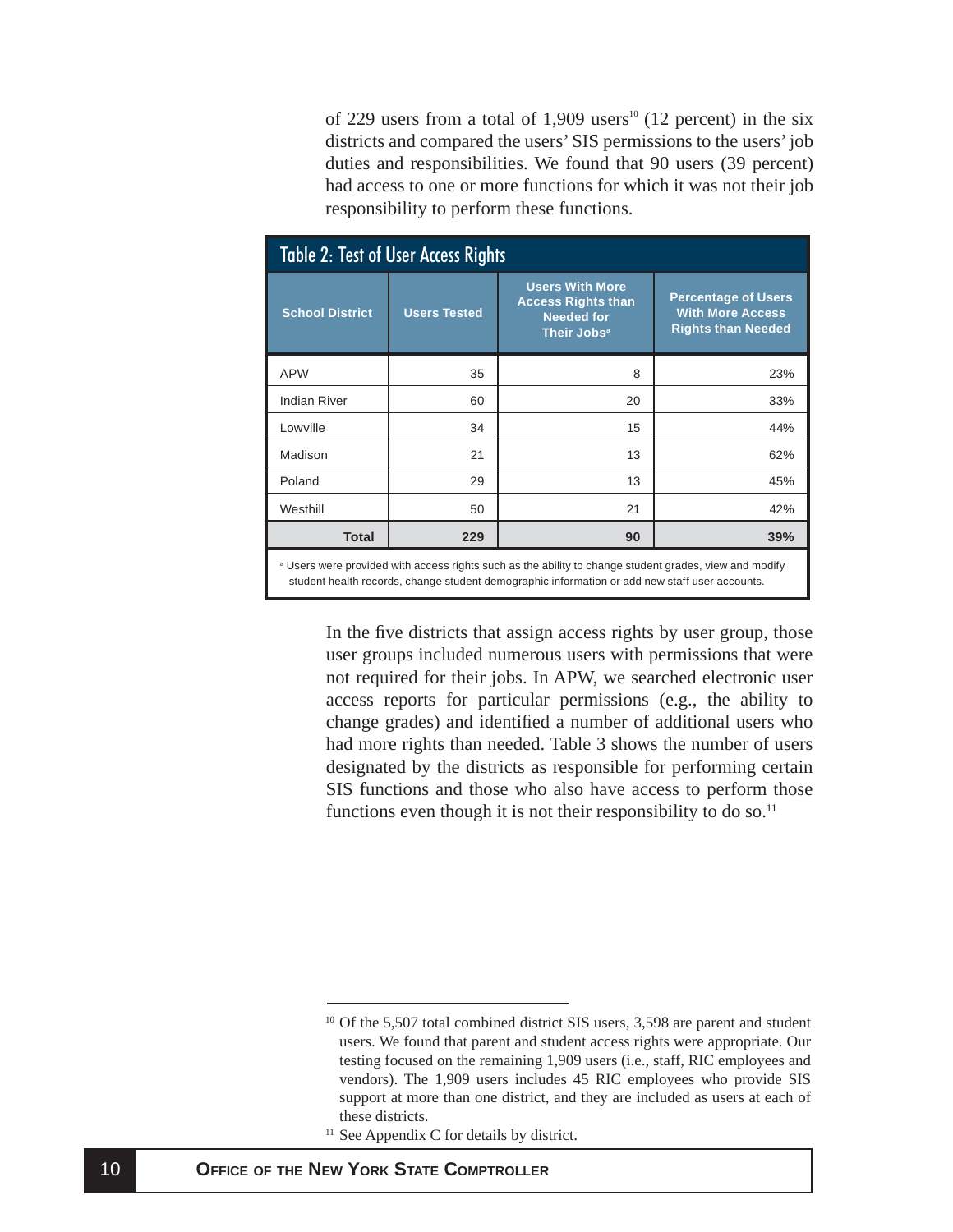of 229 users from a total of 1,909 users[10] (12 percent) in the six districts and compared the users' SIS permissions to the users' job duties and responsibilities. We found that 90 users (39 percent) had access to one or more functions for which it was not their job responsibility to perform these functions.

**Table 2: Test of User Access Rights**

| School District | Users Tested | Users With More Access Rights than Needed for Their Jobs[a] | Percentage of Users With More Access Rights than Needed |
|---|---|---|---|
| APW | 35 | 8 | 23% |
| Indian River | 60 | 20 | 33% |
| Lowville | 34 | 15 | 44% |
| Madison | 21 | 13 | 62% |
| Poland | 29 | 13 | 45% |
| Westhill | 50 | 21 | 42% |
| **Total** | **229** | **90** | **39%** |

[a] Users were provided with access rights such as the ability to change student grades, view and modify student health records, change student demographic information or add new staff user accounts.

In the five districts that assign access rights by user group, those user groups included numerous users with permissions that were not required for their jobs. In APW, we searched electronic user access reports for particular permissions (e.g., the ability to change grades) and identified a number of additional users who had more rights than needed. Table 3 shows the number of users designated by the districts as responsible for performing certain SIS functions and those who also have access to perform those functions even though it is not their responsibility to do so.[11]

[10] Of the 5,507 total combined district SIS users, 3,598 are parent and student users. We found that parent and student access rights were appropriate. Our testing focused on the remaining 1,909 users (i.e., staff, RIC employees and vendors). The 1,909 users includes 45 RIC employees who provide SIS support at more than one district, and they are included as users at each of these districts.

[11] See Appendix C for details by district.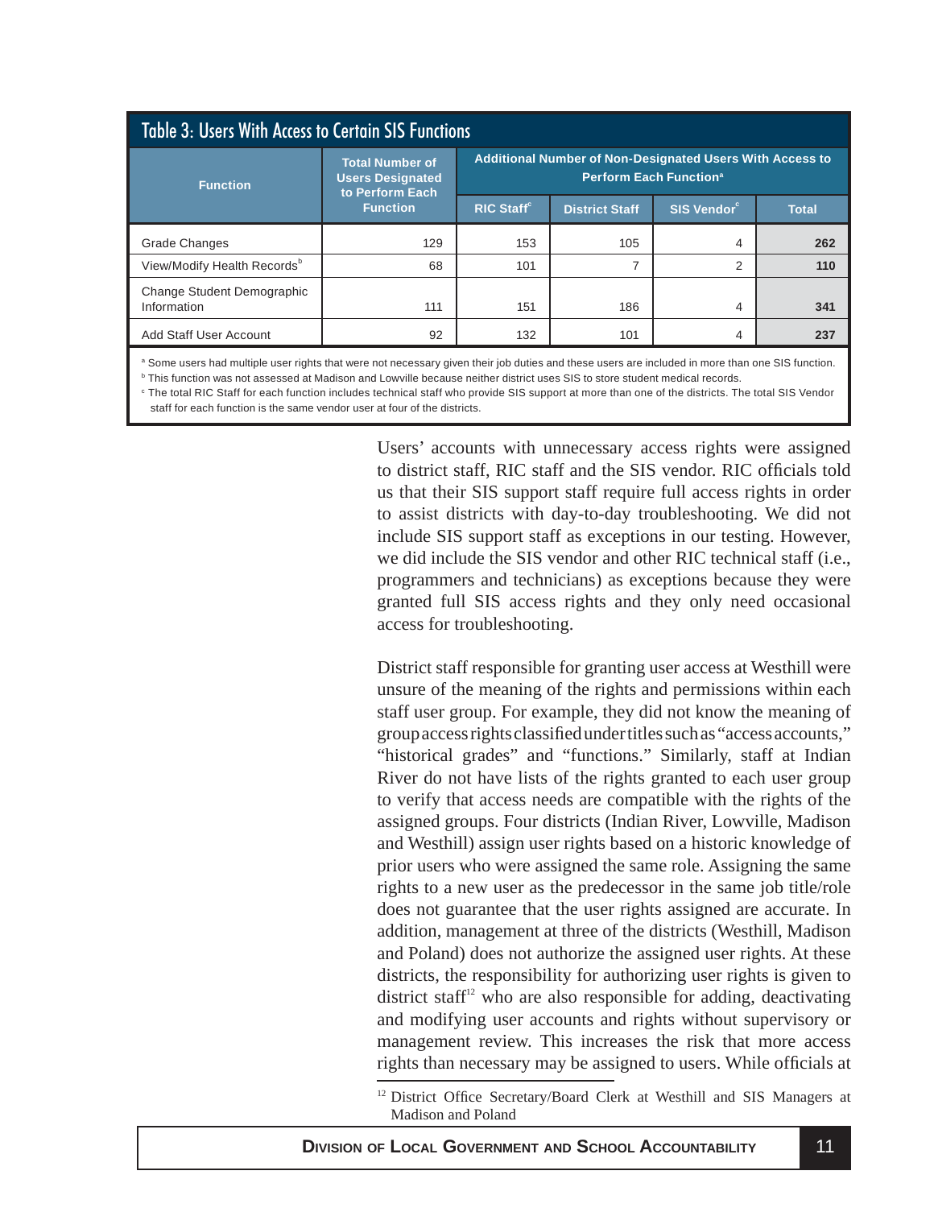## Table 3: Users With Access to Certain SIS Functions

| Function | Total Number of Users Designated to Perform Each Function | Additional Number of Non-Designated Users With Access to Perform Each Function[a] | | | |
|---|---|---|---|---|---|
| | | RIC Staff[c] | District Staff | SIS Vendor[c] | Total |
| Grade Changes | 129 | 153 | 105 | 4 | **262** |
| View/Modify Health Records[b] | 68 | 101 | 7 | 2 | **110** |
| Change Student Demographic Information | 111 | 151 | 186 | 4 | **341** |
| Add Staff User Account | 92 | 132 | 101 | 4 | **237** |

[a] Some users had multiple user rights that were not necessary given their job duties and these users are included in more than one SIS function.

[b] This function was not assessed at Madison and Lowville because neither district uses SIS to store student medical records.

[c] The total RIC Staff for each function includes technical staff who provide SIS support at more than one of the districts. The total SIS Vendor staff for each function is the same vendor user at four of the districts.

Users' accounts with unnecessary access rights were assigned to district staff, RIC staff and the SIS vendor. RIC officials told us that their SIS support staff require full access rights in order to assist districts with day-to-day troubleshooting. We did not include SIS support staff as exceptions in our testing. However, we did include the SIS vendor and other RIC technical staff (i.e., programmers and technicians) as exceptions because they were granted full SIS access rights and they only need occasional access for troubleshooting.

District staff responsible for granting user access at Westhill were unsure of the meaning of the rights and permissions within each staff user group. For example, they did not know the meaning of group access rights classified under titles such as "access accounts," "historical grades" and "functions." Similarly, staff at Indian River do not have lists of the rights granted to each user group to verify that access needs are compatible with the rights of the assigned groups. Four districts (Indian River, Lowville, Madison and Westhill) assign user rights based on a historic knowledge of prior users who were assigned the same role. Assigning the same rights to a new user as the predecessor in the same job title/role does not guarantee that the user rights assigned are accurate. In addition, management at three of the districts (Westhill, Madison and Poland) does not authorize the assigned user rights. At these districts, the responsibility for authorizing user rights is given to district staff[12] who are also responsible for adding, deactivating and modifying user accounts and rights without supervisory or management review. This increases the risk that more access rights than necessary may be assigned to users. While officials at

[12] District Office Secretary/Board Clerk at Westhill and SIS Managers at Madison and Poland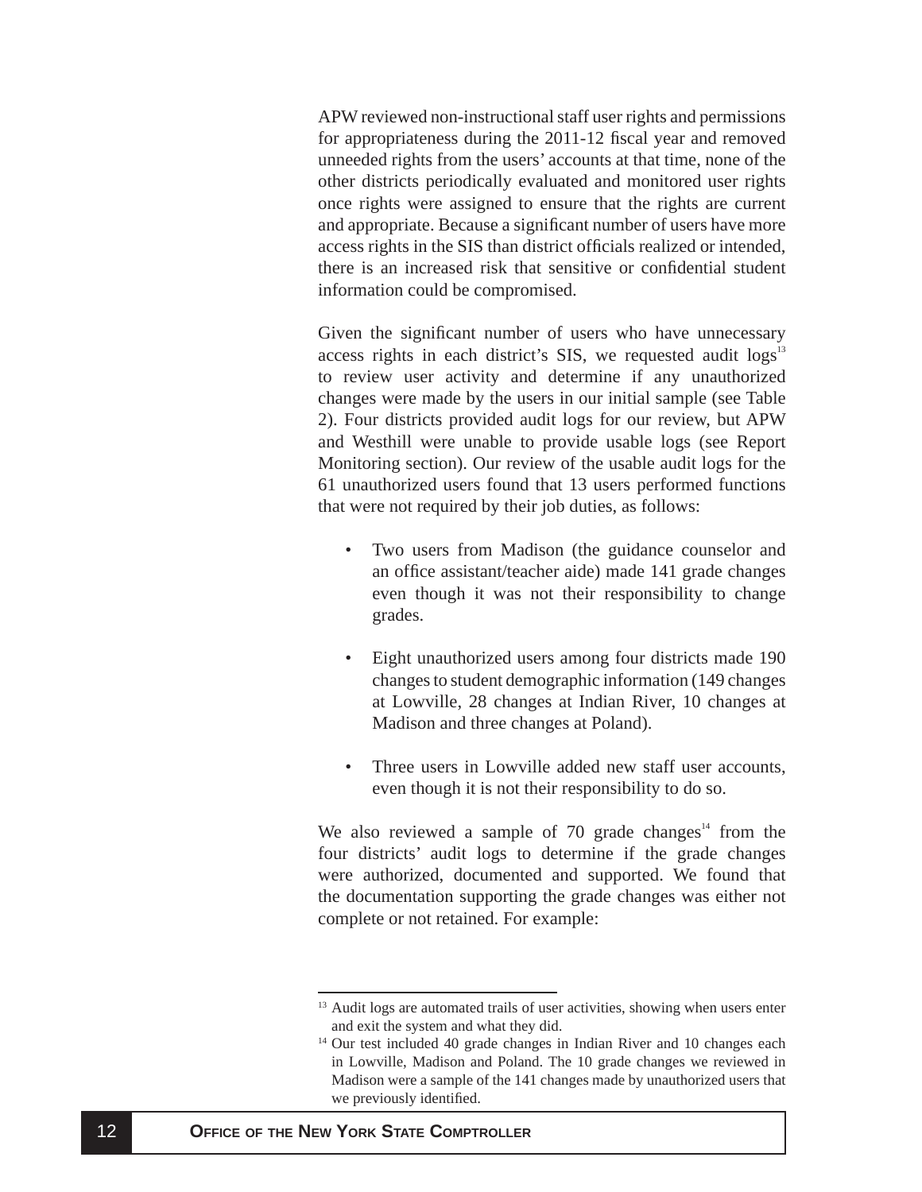APW reviewed non-instructional staff user rights and permissions for appropriateness during the 2011-12 fiscal year and removed unneeded rights from the users' accounts at that time, none of the other districts periodically evaluated and monitored user rights once rights were assigned to ensure that the rights are current and appropriate. Because a significant number of users have more access rights in the SIS than district officials realized or intended, there is an increased risk that sensitive or confidential student information could be compromised.

Given the significant number of users who have unnecessary access rights in each district's SIS, we requested audit logs[13] to review user activity and determine if any unauthorized changes were made by the users in our initial sample (see Table 2). Four districts provided audit logs for our review, but APW and Westhill were unable to provide usable logs (see Report Monitoring section). Our review of the usable audit logs for the 61 unauthorized users found that 13 users performed functions that were not required by their job duties, as follows:

- Two users from Madison (the guidance counselor and an office assistant/teacher aide) made 141 grade changes even though it was not their responsibility to change grades.
- Eight unauthorized users among four districts made 190 changes to student demographic information (149 changes at Lowville, 28 changes at Indian River, 10 changes at Madison and three changes at Poland).
- Three users in Lowville added new staff user accounts, even though it is not their responsibility to do so.

We also reviewed a sample of 70 grade changes[14] from the four districts' audit logs to determine if the grade changes were authorized, documented and supported. We found that the documentation supporting the grade changes was either not complete or not retained. For example:

---

[13] Audit logs are automated trails of user activities, showing when users enter and exit the system and what they did.

[14] Our test included 40 grade changes in Indian River and 10 changes each in Lowville, Madison and Poland. The 10 grade changes we reviewed in Madison were a sample of the 141 changes made by unauthorized users that we previously identified.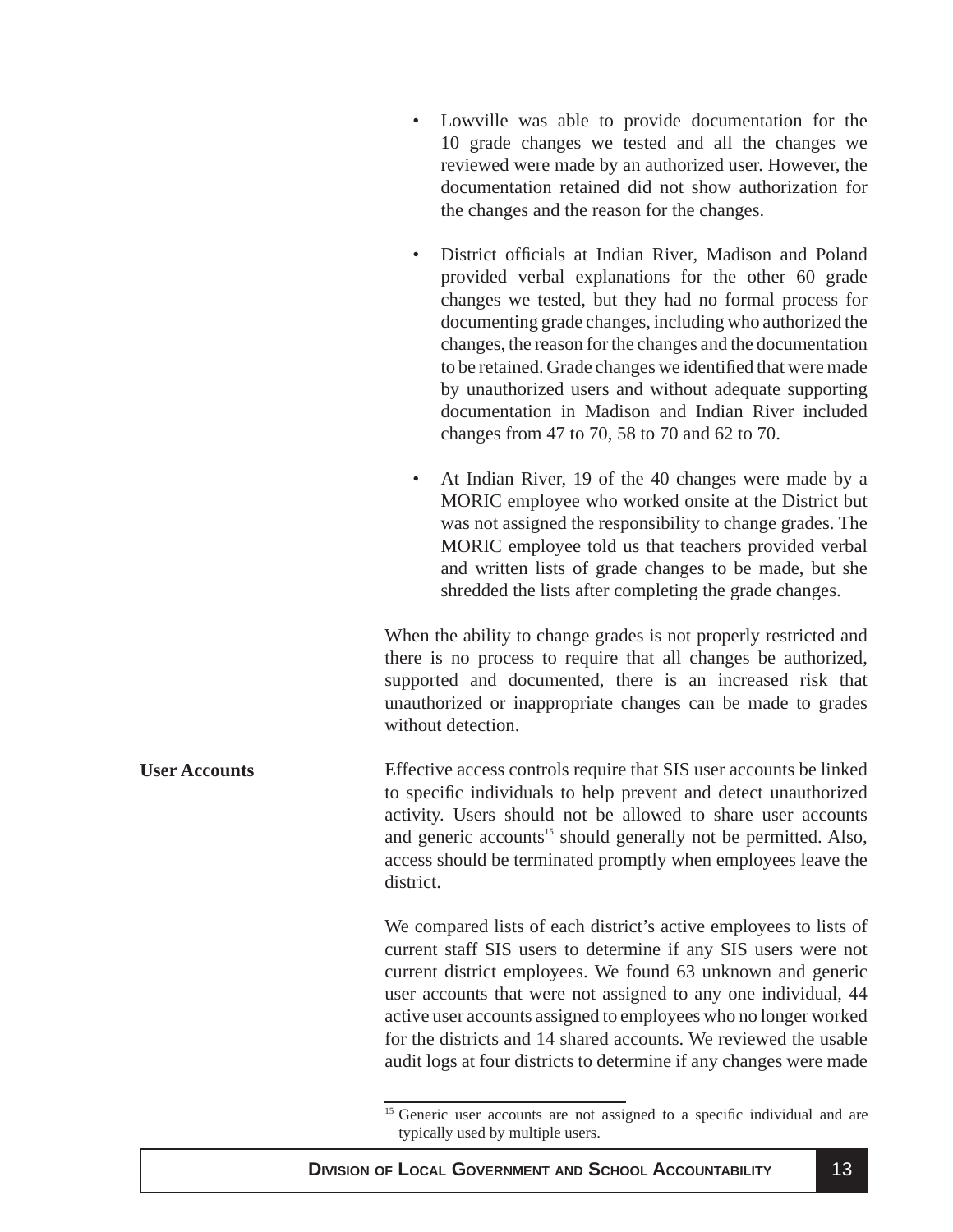- Lowville was able to provide documentation for the 10 grade changes we tested and all the changes we reviewed were made by an authorized user. However, the documentation retained did not show authorization for the changes and the reason for the changes.

- District officials at Indian River, Madison and Poland provided verbal explanations for the other 60 grade changes we tested, but they had no formal process for documenting grade changes, including who authorized the changes, the reason for the changes and the documentation to be retained. Grade changes we identified that were made by unauthorized users and without adequate supporting documentation in Madison and Indian River included changes from 47 to 70, 58 to 70 and 62 to 70.

- At Indian River, 19 of the 40 changes were made by a MORIC employee who worked onsite at the District but was not assigned the responsibility to change grades. The MORIC employee told us that teachers provided verbal and written lists of grade changes to be made, but she shredded the lists after completing the grade changes.

When the ability to change grades is not properly restricted and there is no process to require that all changes be authorized, supported and documented, there is an increased risk that unauthorized or inappropriate changes can be made to grades without detection.

**User Accounts**

Effective access controls require that SIS user accounts be linked to specific individuals to help prevent and detect unauthorized activity. Users should not be allowed to share user accounts and generic accounts[15] should generally not be permitted. Also, access should be terminated promptly when employees leave the district.

We compared lists of each district's active employees to lists of current staff SIS users to determine if any SIS users were not current district employees. We found 63 unknown and generic user accounts that were not assigned to any one individual, 44 active user accounts assigned to employees who no longer worked for the districts and 14 shared accounts. We reviewed the usable audit logs at four districts to determine if any changes were made

[15] Generic user accounts are not assigned to a specific individual and are typically used by multiple users.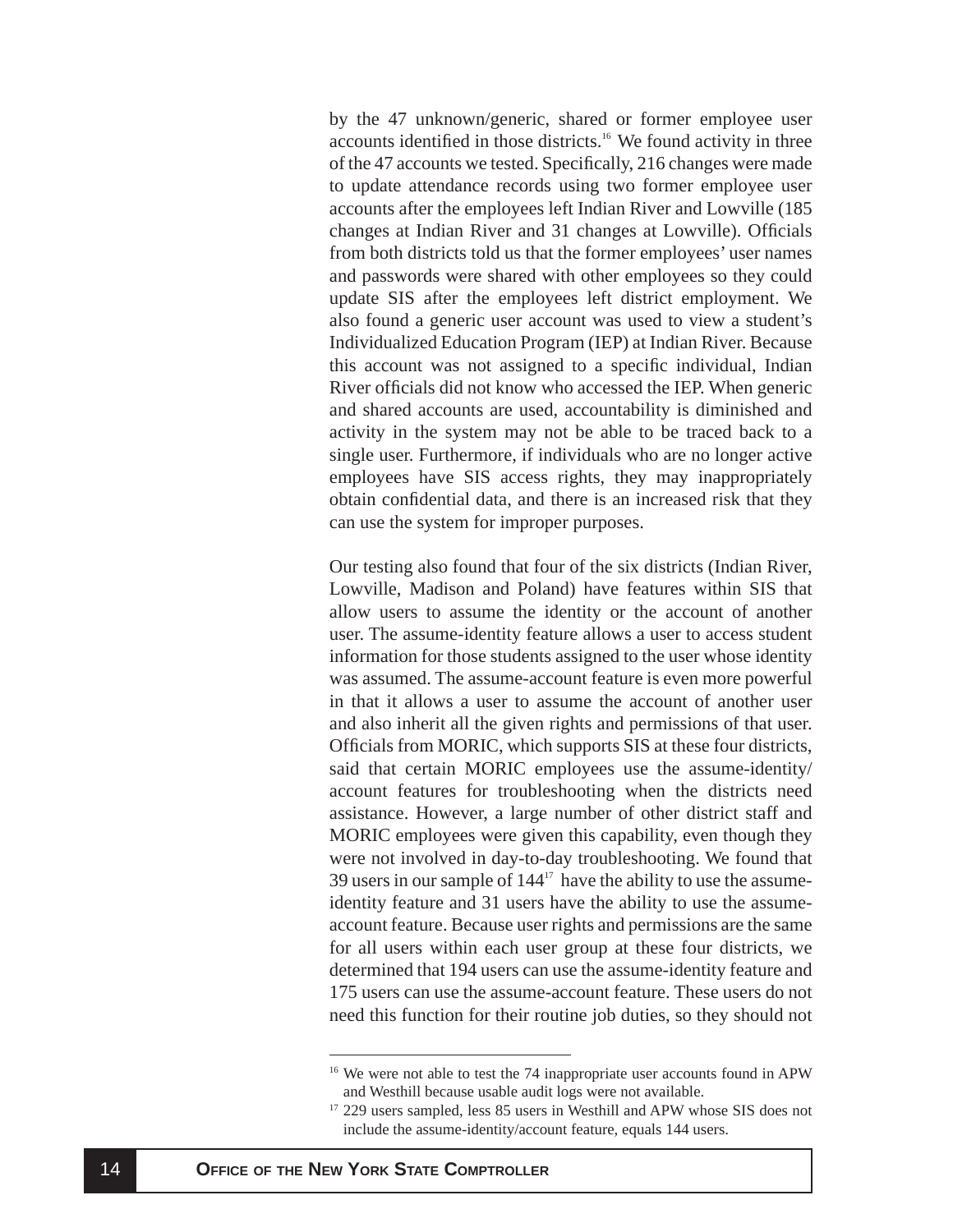by the 47 unknown/generic, shared or former employee user accounts identified in those districts.[16] We found activity in three of the 47 accounts we tested. Specifically, 216 changes were made to update attendance records using two former employee user accounts after the employees left Indian River and Lowville (185 changes at Indian River and 31 changes at Lowville). Officials from both districts told us that the former employees' user names and passwords were shared with other employees so they could update SIS after the employees left district employment. We also found a generic user account was used to view a student's Individualized Education Program (IEP) at Indian River. Because this account was not assigned to a specific individual, Indian River officials did not know who accessed the IEP. When generic and shared accounts are used, accountability is diminished and activity in the system may not be able to be traced back to a single user. Furthermore, if individuals who are no longer active employees have SIS access rights, they may inappropriately obtain confidential data, and there is an increased risk that they can use the system for improper purposes.

Our testing also found that four of the six districts (Indian River, Lowville, Madison and Poland) have features within SIS that allow users to assume the identity or the account of another user. The assume-identity feature allows a user to access student information for those students assigned to the user whose identity was assumed. The assume-account feature is even more powerful in that it allows a user to assume the account of another user and also inherit all the given rights and permissions of that user. Officials from MORIC, which supports SIS at these four districts, said that certain MORIC employees use the assume-identity/account features for troubleshooting when the districts need assistance. However, a large number of other district staff and MORIC employees were given this capability, even though they were not involved in day-to-day troubleshooting. We found that 39 users in our sample of 144[17] have the ability to use the assume-identity feature and 31 users have the ability to use the assume-account feature. Because user rights and permissions are the same for all users within each user group at these four districts, we determined that 194 users can use the assume-identity feature and 175 users can use the assume-account feature. These users do not need this function for their routine job duties, so they should not

---

[16] We were not able to test the 74 inappropriate user accounts found in APW and Westhill because usable audit logs were not available.

[17] 229 users sampled, less 85 users in Westhill and APW whose SIS does not include the assume-identity/account feature, equals 144 users.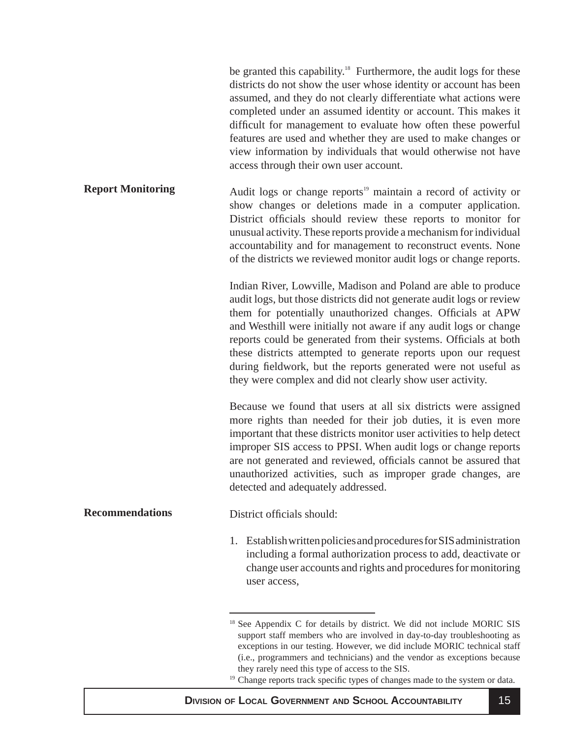be granted this capability.[18] Furthermore, the audit logs for these districts do not show the user whose identity or account has been assumed, and they do not clearly differentiate what actions were completed under an assumed identity or account. This makes it difficult for management to evaluate how often these powerful features are used and whether they are used to make changes or view information by individuals that would otherwise not have access through their own user account.

**Report Monitoring**

Audit logs or change reports[19] maintain a record of activity or show changes or deletions made in a computer application. District officials should review these reports to monitor for unusual activity. These reports provide a mechanism for individual accountability and for management to reconstruct events. None of the districts we reviewed monitor audit logs or change reports.

Indian River, Lowville, Madison and Poland are able to produce audit logs, but those districts did not generate audit logs or review them for potentially unauthorized changes. Officials at APW and Westhill were initially not aware if any audit logs or change reports could be generated from their systems. Officials at both these districts attempted to generate reports upon our request during fieldwork, but the reports generated were not useful as they were complex and did not clearly show user activity.

Because we found that users at all six districts were assigned more rights than needed for their job duties, it is even more important that these districts monitor user activities to help detect improper SIS access to PPSI. When audit logs or change reports are not generated and reviewed, officials cannot be assured that unauthorized activities, such as improper grade changes, are detected and adequately addressed.

**Recommendations**

District officials should:

1. Establish written policies and procedures for SIS administration including a formal authorization process to add, deactivate or change user accounts and rights and procedures for monitoring user access,

---

[18] See Appendix C for details by district. We did not include MORIC SIS support staff members who are involved in day-to-day troubleshooting as exceptions in our testing. However, we did include MORIC technical staff (i.e., programmers and technicians) and the vendor as exceptions because they rarely need this type of access to the SIS.

[19] Change reports track specific types of changes made to the system or data.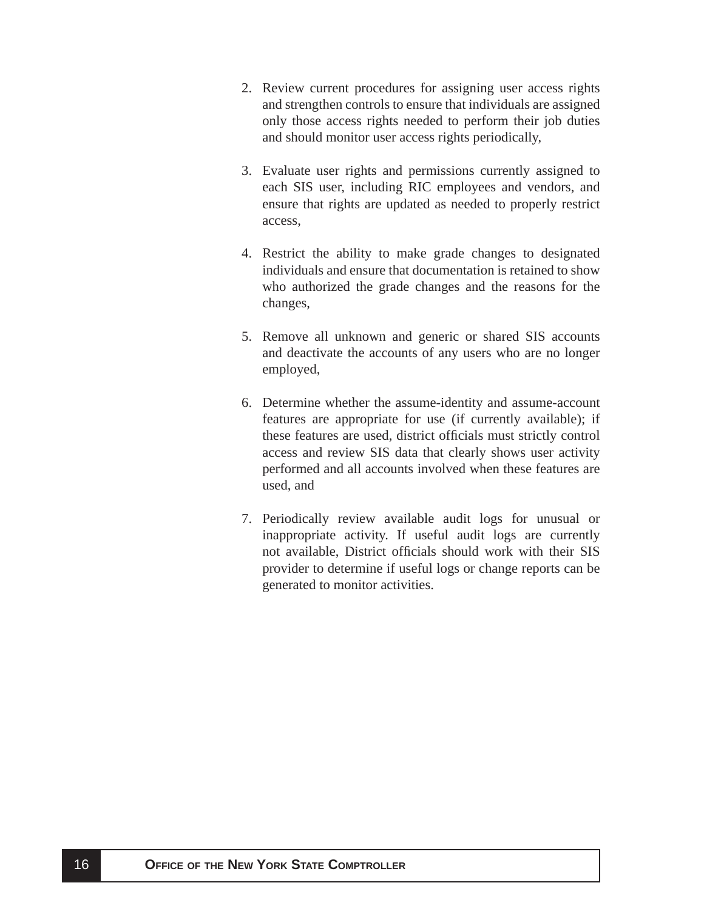2. Review current procedures for assigning user access rights and strengthen controls to ensure that individuals are assigned only those access rights needed to perform their job duties and should monitor user access rights periodically,

3. Evaluate user rights and permissions currently assigned to each SIS user, including RIC employees and vendors, and ensure that rights are updated as needed to properly restrict access,

4. Restrict the ability to make grade changes to designated individuals and ensure that documentation is retained to show who authorized the grade changes and the reasons for the changes,

5. Remove all unknown and generic or shared SIS accounts and deactivate the accounts of any users who are no longer employed,

6. Determine whether the assume-identity and assume-account features are appropriate for use (if currently available); if these features are used, district officials must strictly control access and review SIS data that clearly shows user activity performed and all accounts involved when these features are used, and

7. Periodically review available audit logs for unusual or inappropriate activity. If useful audit logs are currently not available, District officials should work with their SIS provider to determine if useful logs or change reports can be generated to monitor activities.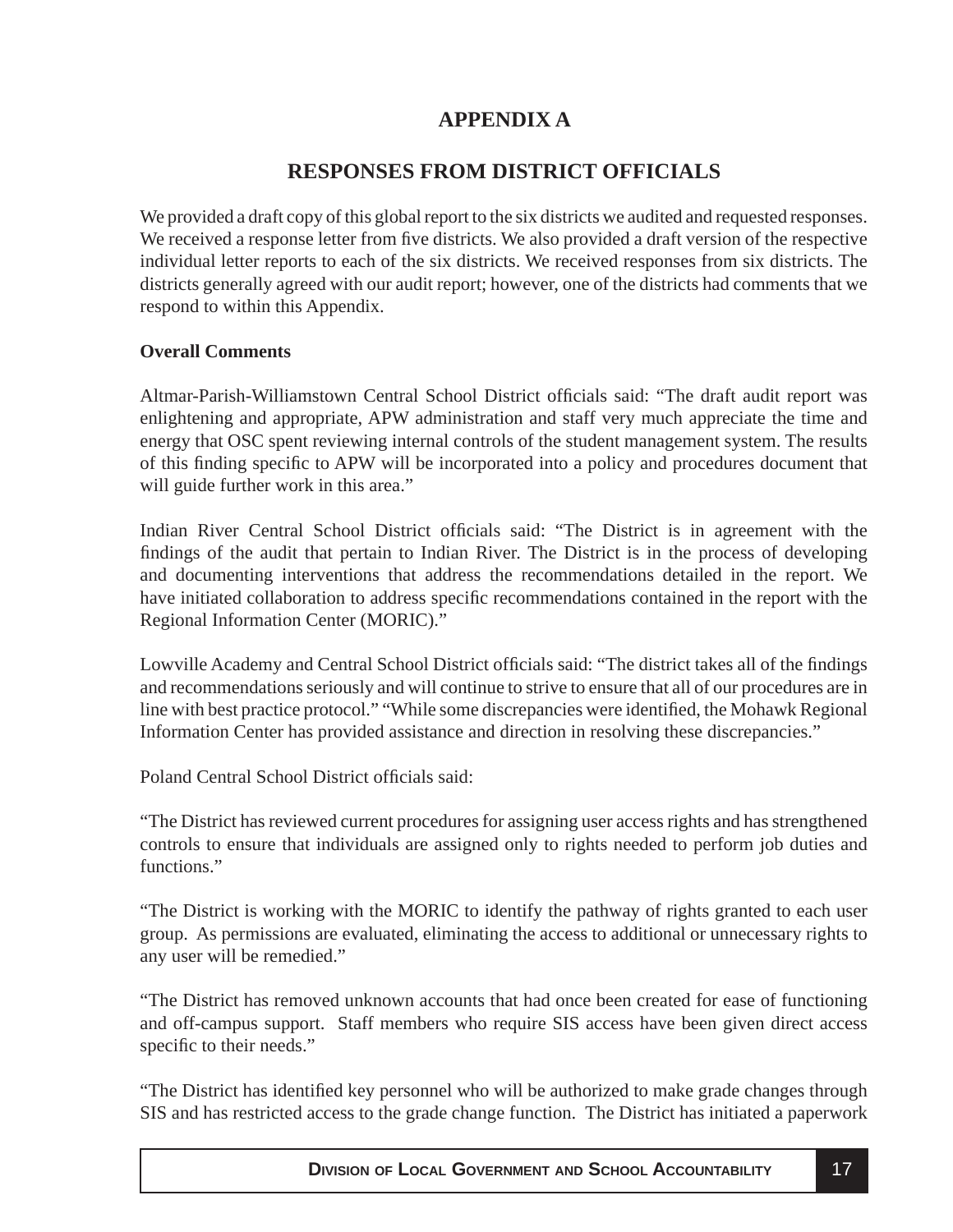# APPENDIX A

## RESPONSES FROM DISTRICT OFFICIALS

We provided a draft copy of this global report to the six districts we audited and requested responses. We received a response letter from five districts. We also provided a draft version of the respective individual letter reports to each of the six districts. We received responses from six districts. The districts generally agreed with our audit report; however, one of the districts had comments that we respond to within this Appendix.

**Overall Comments**

Altmar-Parish-Williamstown Central School District officials said: "The draft audit report was enlightening and appropriate, APW administration and staff very much appreciate the time and energy that OSC spent reviewing internal controls of the student management system. The results of this finding specific to APW will be incorporated into a policy and procedures document that will guide further work in this area."

Indian River Central School District officials said: "The District is in agreement with the findings of the audit that pertain to Indian River. The District is in the process of developing and documenting interventions that address the recommendations detailed in the report. We have initiated collaboration to address specific recommendations contained in the report with the Regional Information Center (MORIC)."

Lowville Academy and Central School District officials said: "The district takes all of the findings and recommendations seriously and will continue to strive to ensure that all of our procedures are in line with best practice protocol." "While some discrepancies were identified, the Mohawk Regional Information Center has provided assistance and direction in resolving these discrepancies."

Poland Central School District officials said:

"The District has reviewed current procedures for assigning user access rights and has strengthened controls to ensure that individuals are assigned only to rights needed to perform job duties and functions."

"The District is working with the MORIC to identify the pathway of rights granted to each user group. As permissions are evaluated, eliminating the access to additional or unnecessary rights to any user will be remedied."

"The District has removed unknown accounts that had once been created for ease of functioning and off-campus support. Staff members who require SIS access have been given direct access specific to their needs."

"The District has identified key personnel who will be authorized to make grade changes through SIS and has restricted access to the grade change function. The District has initiated a paperwork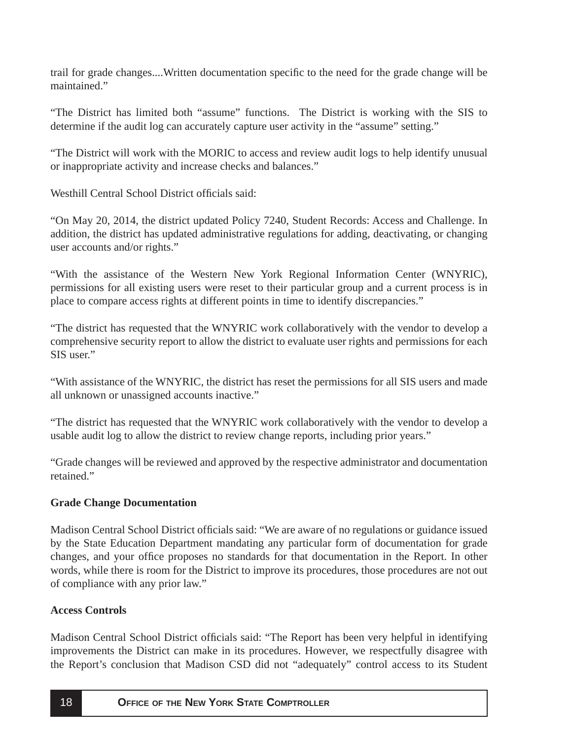trail for grade changes....Written documentation specific to the need for the grade change will be maintained."

"The District has limited both "assume" functions. The District is working with the SIS to determine if the audit log can accurately capture user activity in the "assume" setting."

"The District will work with the MORIC to access and review audit logs to help identify unusual or inappropriate activity and increase checks and balances."

Westhill Central School District officials said:

"On May 20, 2014, the district updated Policy 7240, Student Records: Access and Challenge. In addition, the district has updated administrative regulations for adding, deactivating, or changing user accounts and/or rights."

"With the assistance of the Western New York Regional Information Center (WNYRIC), permissions for all existing users were reset to their particular group and a current process is in place to compare access rights at different points in time to identify discrepancies."

"The district has requested that the WNYRIC work collaboratively with the vendor to develop a comprehensive security report to allow the district to evaluate user rights and permissions for each SIS user."

"With assistance of the WNYRIC, the district has reset the permissions for all SIS users and made all unknown or unassigned accounts inactive."

"The district has requested that the WNYRIC work collaboratively with the vendor to develop a usable audit log to allow the district to review change reports, including prior years."

"Grade changes will be reviewed and approved by the respective administrator and documentation retained."

**Grade Change Documentation**

Madison Central School District officials said: "We are aware of no regulations or guidance issued by the State Education Department mandating any particular form of documentation for grade changes, and your office proposes no standards for that documentation in the Report. In other words, while there is room for the District to improve its procedures, those procedures are not out of compliance with any prior law."

**Access Controls**

Madison Central School District officials said: "The Report has been very helpful in identifying improvements the District can make in its procedures. However, we respectfully disagree with the Report's conclusion that Madison CSD did not "adequately" control access to its Student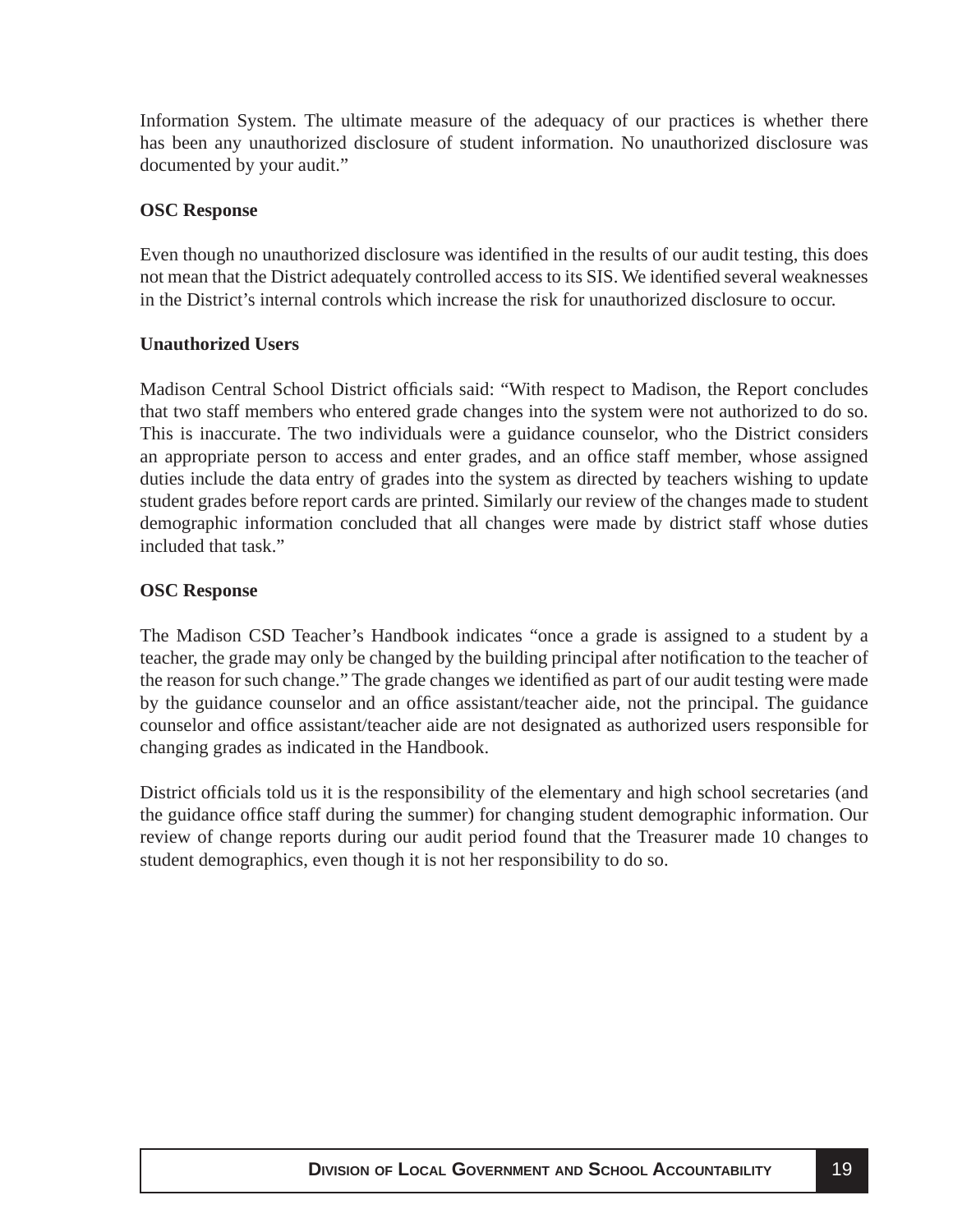Information System. The ultimate measure of the adequacy of our practices is whether there has been any unauthorized disclosure of student information. No unauthorized disclosure was documented by your audit."

**OSC Response**

Even though no unauthorized disclosure was identified in the results of our audit testing, this does not mean that the District adequately controlled access to its SIS. We identified several weaknesses in the District's internal controls which increase the risk for unauthorized disclosure to occur.

**Unauthorized Users**

Madison Central School District officials said: "With respect to Madison, the Report concludes that two staff members who entered grade changes into the system were not authorized to do so. This is inaccurate. The two individuals were a guidance counselor, who the District considers an appropriate person to access and enter grades, and an office staff member, whose assigned duties include the data entry of grades into the system as directed by teachers wishing to update student grades before report cards are printed. Similarly our review of the changes made to student demographic information concluded that all changes were made by district staff whose duties included that task."

**OSC Response**

The Madison CSD Teacher's Handbook indicates "once a grade is assigned to a student by a teacher, the grade may only be changed by the building principal after notification to the teacher of the reason for such change." The grade changes we identified as part of our audit testing were made by the guidance counselor and an office assistant/teacher aide, not the principal. The guidance counselor and office assistant/teacher aide are not designated as authorized users responsible for changing grades as indicated in the Handbook.

District officials told us it is the responsibility of the elementary and high school secretaries (and the guidance office staff during the summer) for changing student demographic information. Our review of change reports during our audit period found that the Treasurer made 10 changes to student demographics, even though it is not her responsibility to do so.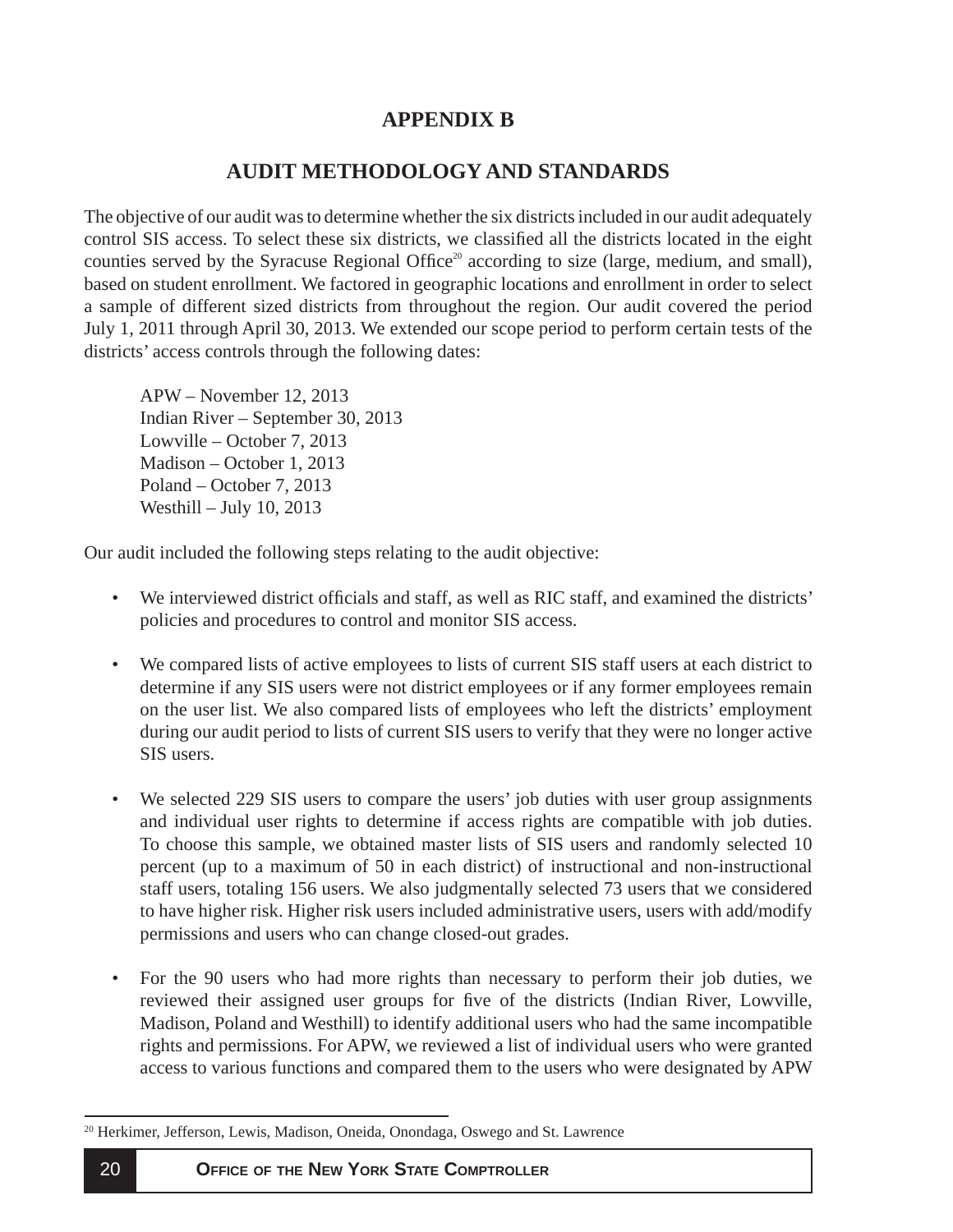# APPENDIX B

## AUDIT METHODOLOGY AND STANDARDS

The objective of our audit was to determine whether the six districts included in our audit adequately control SIS access. To select these six districts, we classified all the districts located in the eight counties served by the Syracuse Regional Office[20] according to size (large, medium, and small), based on student enrollment. We factored in geographic locations and enrollment in order to select a sample of different sized districts from throughout the region. Our audit covered the period July 1, 2011 through April 30, 2013. We extended our scope period to perform certain tests of the districts' access controls through the following dates:

APW – November 12, 2013
Indian River – September 30, 2013
Lowville – October 7, 2013
Madison – October 1, 2013
Poland – October 7, 2013
Westhill – July 10, 2013

Our audit included the following steps relating to the audit objective:

- We interviewed district officials and staff, as well as RIC staff, and examined the districts' policies and procedures to control and monitor SIS access.
- We compared lists of active employees to lists of current SIS staff users at each district to determine if any SIS users were not district employees or if any former employees remain on the user list. We also compared lists of employees who left the districts' employment during our audit period to lists of current SIS users to verify that they were no longer active SIS users.
- We selected 229 SIS users to compare the users' job duties with user group assignments and individual user rights to determine if access rights are compatible with job duties. To choose this sample, we obtained master lists of SIS users and randomly selected 10 percent (up to a maximum of 50 in each district) of instructional and non-instructional staff users, totaling 156 users. We also judgmentally selected 73 users that we considered to have higher risk. Higher risk users included administrative users, users with add/modify permissions and users who can change closed-out grades.
- For the 90 users who had more rights than necessary to perform their job duties, we reviewed their assigned user groups for five of the districts (Indian River, Lowville, Madison, Poland and Westhill) to identify additional users who had the same incompatible rights and permissions. For APW, we reviewed a list of individual users who were granted access to various functions and compared them to the users who were designated by APW

[20] Herkimer, Jefferson, Lewis, Madison, Oneida, Onondaga, Oswego and St. Lawrence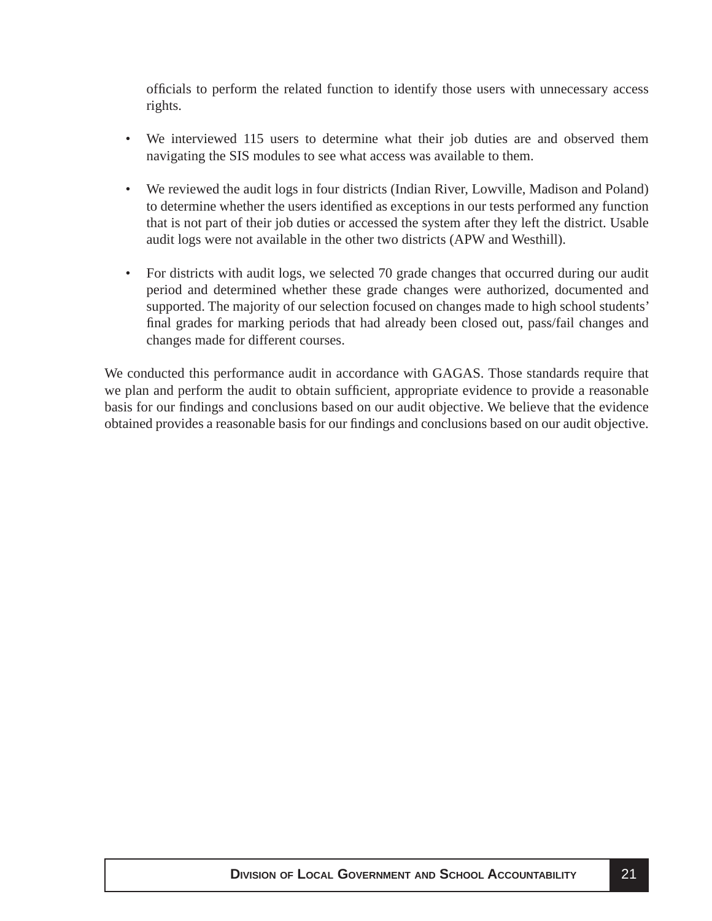officials to perform the related function to identify those users with unnecessary access rights.

- We interviewed 115 users to determine what their job duties are and observed them navigating the SIS modules to see what access was available to them.

- We reviewed the audit logs in four districts (Indian River, Lowville, Madison and Poland) to determine whether the users identified as exceptions in our tests performed any function that is not part of their job duties or accessed the system after they left the district. Usable audit logs were not available in the other two districts (APW and Westhill).

- For districts with audit logs, we selected 70 grade changes that occurred during our audit period and determined whether these grade changes were authorized, documented and supported. The majority of our selection focused on changes made to high school students' final grades for marking periods that had already been closed out, pass/fail changes and changes made for different courses.

We conducted this performance audit in accordance with GAGAS. Those standards require that we plan and perform the audit to obtain sufficient, appropriate evidence to provide a reasonable basis for our findings and conclusions based on our audit objective. We believe that the evidence obtained provides a reasonable basis for our findings and conclusions based on our audit objective.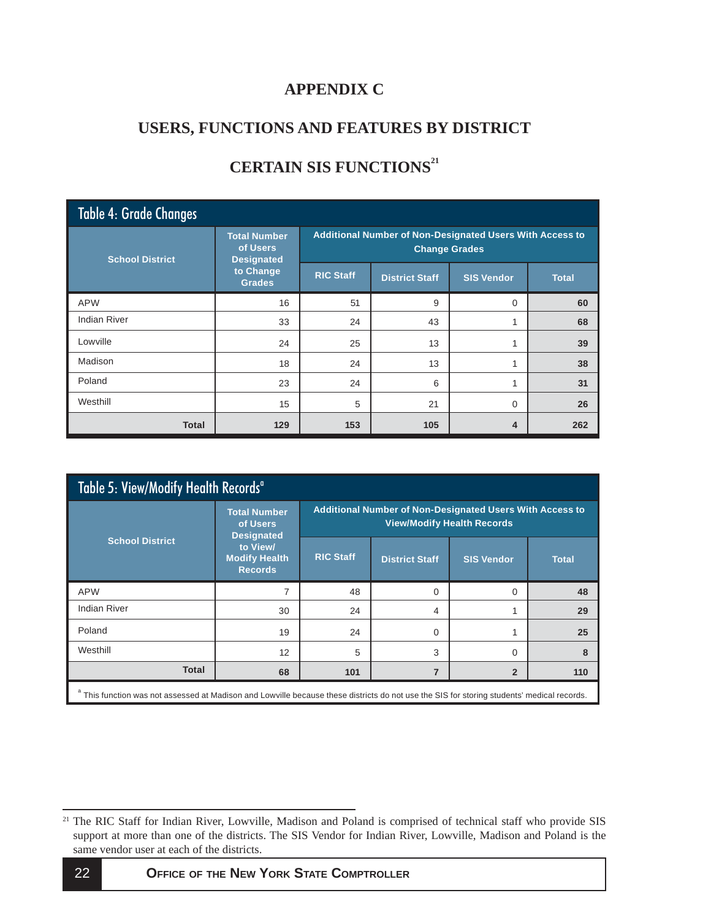# APPENDIX C

## USERS, FUNCTIONS AND FEATURES BY DISTRICT

## CERTAIN SIS FUNCTIONS[21]

**Table 4: Grade Changes**

| School District | Total Number of Users Designated to Change Grades | Additional Number of Non-Designated Users With Access to Change Grades | | | |
|---|---|---|---|---|---|
| | | RIC Staff | District Staff | SIS Vendor | Total |
| APW | 16 | 51 | 9 | 0 | **60** |
| Indian River | 33 | 24 | 43 | 1 | **68** |
| Lowville | 24 | 25 | 13 | 1 | **39** |
| Madison | 18 | 24 | 13 | 1 | **38** |
| Poland | 23 | 24 | 6 | 1 | **31** |
| Westhill | 15 | 5 | 21 | 0 | **26** |
| **Total** | **129** | **153** | **105** | **4** | **262** |

**Table 5: View/Modify Health Records[a]**

| School District | Total Number of Users Designated to View/ Modify Health Records | Additional Number of Non-Designated Users With Access to View/Modify Health Records | | | |
|---|---|---|---|---|---|
| | | RIC Staff | District Staff | SIS Vendor | Total |
| APW | 7 | 48 | 0 | 0 | **48** |
| Indian River | 30 | 24 | 4 | 1 | **29** |
| Poland | 19 | 24 | 0 | 1 | **25** |
| Westhill | 12 | 5 | 3 | 0 | **8** |
| **Total** | **68** | **101** | **7** | **2** | **110** |

[a] This function was not assessed at Madison and Lowville because these districts do not use the SIS for storing students' medical records.

---

[21] The RIC Staff for Indian River, Lowville, Madison and Poland is comprised of technical staff who provide SIS support at more than one of the districts. The SIS Vendor for Indian River, Lowville, Madison and Poland is the same vendor user at each of the districts.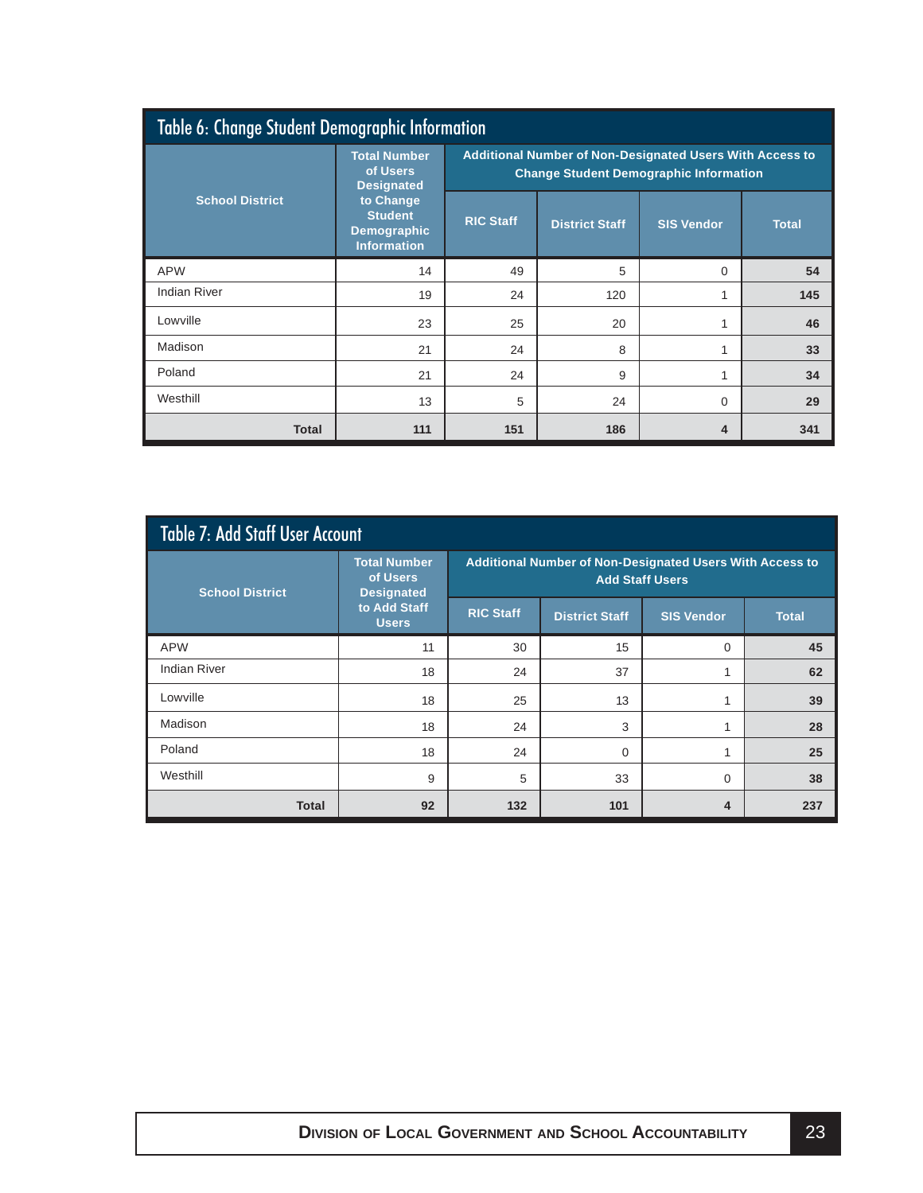## Table 6: Change Student Demographic Information

| School District | Total Number of Users Designated to Change Student Demographic Information | Additional Number of Non-Designated Users With Access to Change Student Demographic Information | | | |
|---|---|---|---|---|---|
| | | RIC Staff | District Staff | SIS Vendor | Total |
| APW | 14 | 49 | 5 | 0 | **54** |
| Indian River | 19 | 24 | 120 | 1 | **145** |
| Lowville | 23 | 25 | 20 | 1 | **46** |
| Madison | 21 | 24 | 8 | 1 | **33** |
| Poland | 21 | 24 | 9 | 1 | **34** |
| Westhill | 13 | 5 | 24 | 0 | **29** |
| **Total** | **111** | **151** | **186** | **4** | **341** |

## Table 7: Add Staff User Account

| School District | Total Number of Users Designated to Add Staff Users | Additional Number of Non-Designated Users With Access to Add Staff Users | | | |
|---|---|---|---|---|---|
| | | RIC Staff | District Staff | SIS Vendor | Total |
| APW | 11 | 30 | 15 | 0 | **45** |
| Indian River | 18 | 24 | 37 | 1 | **62** |
| Lowville | 18 | 25 | 13 | 1 | **39** |
| Madison | 18 | 24 | 3 | 1 | **28** |
| Poland | 18 | 24 | 0 | 1 | **25** |
| Westhill | 9 | 5 | 33 | 0 | **38** |
| **Total** | **92** | **132** | **101** | **4** | **237** |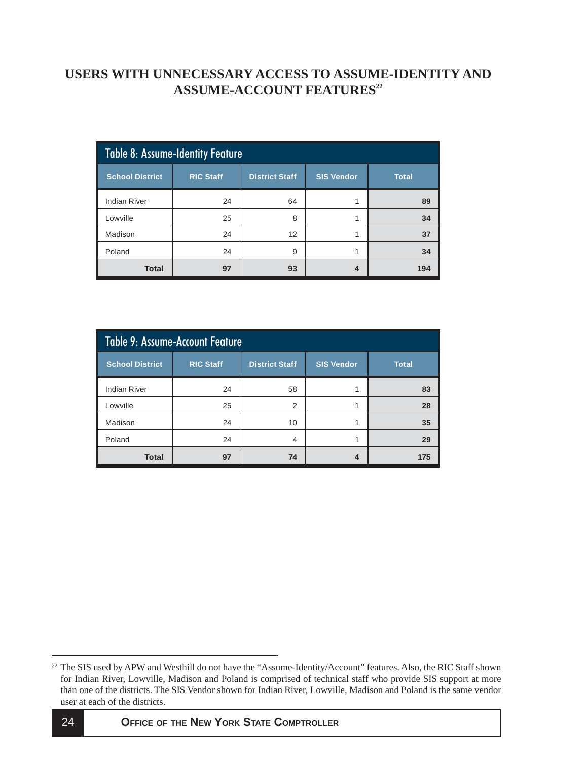# USERS WITH UNNECESSARY ACCESS TO ASSUME-IDENTITY AND ASSUME-ACCOUNT FEATURES[22]

**Table 8: Assume-Identity Feature**

| School District | RIC Staff | District Staff | SIS Vendor | Total |
|---|---|---|---|---|
| Indian River | 24 | 64 | 1 | **89** |
| Lowville | 25 | 8 | 1 | **34** |
| Madison | 24 | 12 | 1 | **37** |
| Poland | 24 | 9 | 1 | **34** |
| **Total** | **97** | **93** | **4** | **194** |

**Table 9: Assume-Account Feature**

| School District | RIC Staff | District Staff | SIS Vendor | Total |
|---|---|---|---|---|
| Indian River | 24 | 58 | 1 | **83** |
| Lowville | 25 | 2 | 1 | **28** |
| Madison | 24 | 10 | 1 | **35** |
| Poland | 24 | 4 | 1 | **29** |
| **Total** | **97** | **74** | **4** | **175** |

[22] The SIS used by APW and Westhill do not have the "Assume-Identity/Account" features. Also, the RIC Staff shown for Indian River, Lowville, Madison and Poland is comprised of technical staff who provide SIS support at more than one of the districts. The SIS Vendor shown for Indian River, Lowville, Madison and Poland is the same vendor user at each of the districts.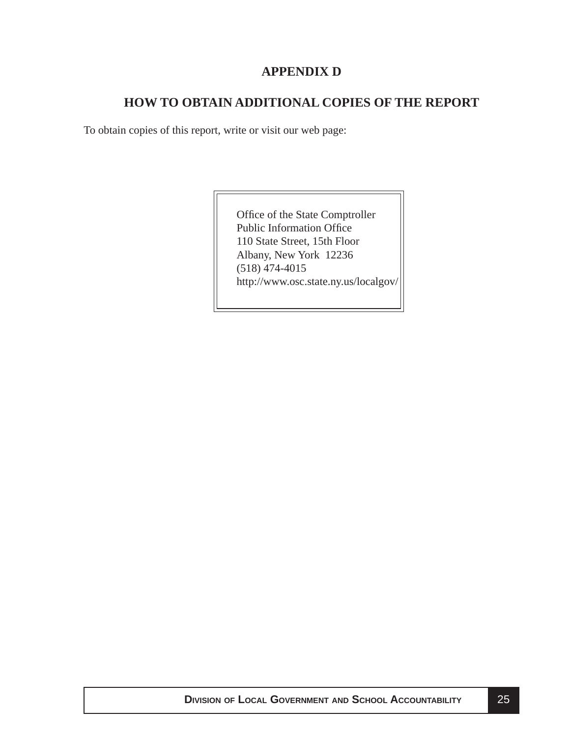## APPENDIX D

## HOW TO OBTAIN ADDITIONAL COPIES OF THE REPORT

To obtain copies of this report, write or visit our web page:

Office of the State Comptroller
Public Information Office
110 State Street, 15th Floor
Albany, New York 12236
(518) 474-4015
http://www.osc.state.ny.us/localgov/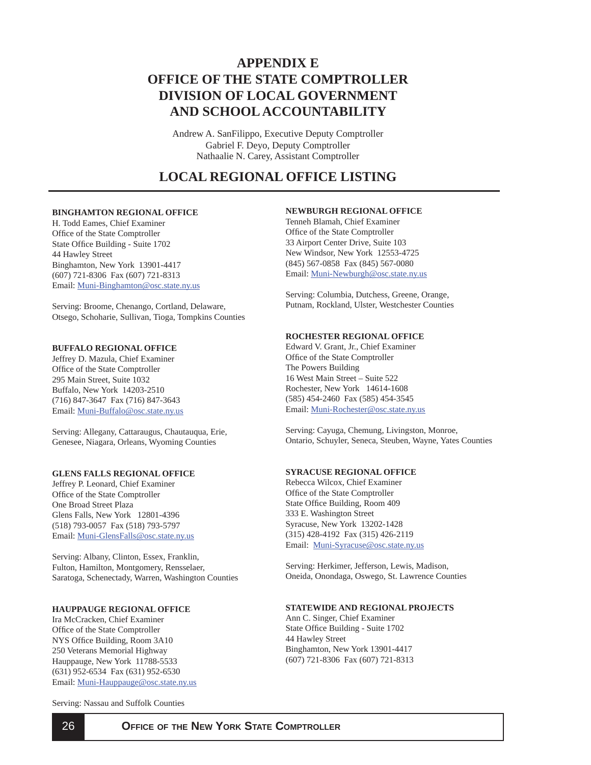# APPENDIX E
# OFFICE OF THE STATE COMPTROLLER
# DIVISION OF LOCAL GOVERNMENT AND SCHOOL ACCOUNTABILITY

Andrew A. SanFilippo, Executive Deputy Comptroller
Gabriel F. Deyo, Deputy Comptroller
Nathaalie N. Carey, Assistant Comptroller

## LOCAL REGIONAL OFFICE LISTING

**BINGHAMTON REGIONAL OFFICE**
H. Todd Eames, Chief Examiner
Office of the State Comptroller
State Office Building - Suite 1702
44 Hawley Street
Binghamton, New York 13901-4417
(607) 721-8306 Fax (607) 721-8313
Email: Muni-Binghamton@osc.state.ny.us

Serving: Broome, Chenango, Cortland, Delaware, Otsego, Schoharie, Sullivan, Tioga, Tompkins Counties

**BUFFALO REGIONAL OFFICE**
Jeffrey D. Mazula, Chief Examiner
Office of the State Comptroller
295 Main Street, Suite 1032
Buffalo, New York 14203-2510
(716) 847-3647 Fax (716) 847-3643
Email: Muni-Buffalo@osc.state.ny.us

Serving: Allegany, Cattaraugus, Chautauqua, Erie, Genesee, Niagara, Orleans, Wyoming Counties

**GLENS FALLS REGIONAL OFFICE**
Jeffrey P. Leonard, Chief Examiner
Office of the State Comptroller
One Broad Street Plaza
Glens Falls, New York 12801-4396
(518) 793-0057 Fax (518) 793-5797
Email: Muni-GlensFalls@osc.state.ny.us

Serving: Albany, Clinton, Essex, Franklin, Fulton, Hamilton, Montgomery, Rensselaer, Saratoga, Schenectady, Warren, Washington Counties

**HAUPPAUGE REGIONAL OFFICE**
Ira McCracken, Chief Examiner
Office of the State Comptroller
NYS Office Building, Room 3A10
250 Veterans Memorial Highway
Hauppauge, New York 11788-5533
(631) 952-6534 Fax (631) 952-6530
Email: Muni-Hauppauge@osc.state.ny.us

Serving: Nassau and Suffolk Counties

**NEWBURGH REGIONAL OFFICE**
Tenneh Blamah, Chief Examiner
Office of the State Comptroller
33 Airport Center Drive, Suite 103
New Windsor, New York 12553-4725
(845) 567-0858 Fax (845) 567-0080
Email: Muni-Newburgh@osc.state.ny.us

Serving: Columbia, Dutchess, Greene, Orange, Putnam, Rockland, Ulster, Westchester Counties

**ROCHESTER REGIONAL OFFICE**
Edward V. Grant, Jr., Chief Examiner
Office of the State Comptroller
The Powers Building
16 West Main Street – Suite 522
Rochester, New York 14614-1608
(585) 454-2460 Fax (585) 454-3545
Email: Muni-Rochester@osc.state.ny.us

Serving: Cayuga, Chemung, Livingston, Monroe, Ontario, Schuyler, Seneca, Steuben, Wayne, Yates Counties

**SYRACUSE REGIONAL OFFICE**
Rebecca Wilcox, Chief Examiner
Office of the State Comptroller
State Office Building, Room 409
333 E. Washington Street
Syracuse, New York 13202-1428
(315) 428-4192 Fax (315) 426-2119
Email: Muni-Syracuse@osc.state.ny.us

Serving: Herkimer, Jefferson, Lewis, Madison, Oneida, Onondaga, Oswego, St. Lawrence Counties

**STATEWIDE AND REGIONAL PROJECTS**
Ann C. Singer, Chief Examiner
State Office Building - Suite 1702
44 Hawley Street
Binghamton, New York 13901-4417
(607) 721-8306 Fax (607) 721-8313